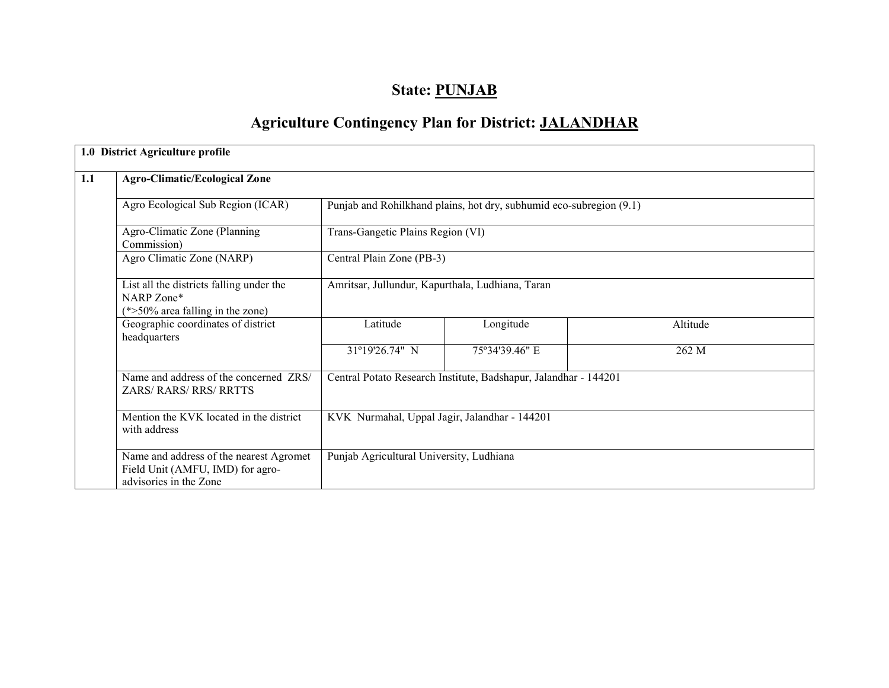# State: PUNJAB

## Agriculture Contingency Plan for District: JALANDHAR

| 1.0 District Agriculture profile | | | | |
|---|---|---|---|---|
| **1.1** | **Agro-Climatic/Ecological Zone** | | | |
| | Agro Ecological Sub Region (ICAR) | Punjab and Rohilkhand plains, hot dry, subhumid eco-subregion (9.1) | | |
| | Agro-Climatic Zone (Planning Commission) | Trans-Gangetic Plains Region (VI) | | |
| | Agro Climatic Zone (NARP) | Central Plain Zone (PB-3) | | |
| | List all the districts falling under the NARP Zone* (*>50% area falling in the zone) | Amritsar, Jullundur, Kapurthala, Ludhiana, Taran | | |
| | Geographic coordinates of district headquarters | Latitude | Longitude | Altitude |
| | | 31º19'26.74" N | 75º34'39.46" E | 262 M |
| | Name and address of the concerned ZRS/ ZARS/ RARS/ RRS/ RRTTS | Central Potato Research Institute, Badshapur, Jalandhar - 144201 | | |
| | Mention the KVK located in the district with address | KVK Nurmahal, Uppal Jagir, Jalandhar - 144201 | | |
| | Name and address of the nearest Agromet Field Unit (AMFU, IMD) for agro-advisories in the Zone | Punjab Agricultural University, Ludhiana | | |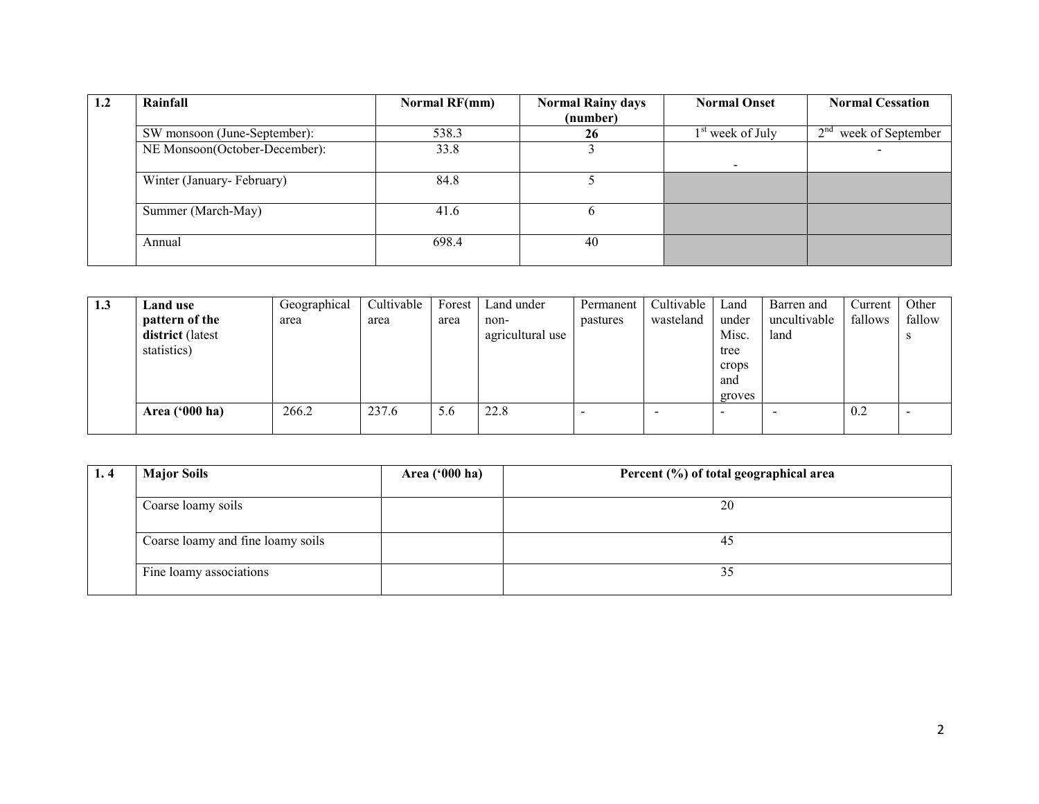| 1.2 | Rainfall | Normal RF(mm) | Normal Rainy days (number) | Normal Onset | Normal Cessation |
|---|---|---|---|---|---|
| | SW monsoon (June-September): | 538.3 | **26** | 1st week of July | 2nd week of September |
| | NE Monsoon(October-December): | 33.8 | 3 | - | - |
| | Winter (January- February) | 84.8 | 5 | | |
| | Summer (March-May) | 41.6 | 6 | | |
| | Annual | 698.4 | 40 | | |

| 1.3 | **Land use pattern of the district** (latest statistics) | Geographical area | Cultivable area | Forest area | Land under non-agricultural use | Permanent pastures | Cultivable wasteland | Land under Misc. tree crops and groves | Barren and uncultivable land | Current fallows | Other fallows |
|---|---|---|---|---|---|---|---|---|---|---|---|
| | **Area ('000 ha)** | 266.2 | 237.6 | 5.6 | 22.8 | - | - | - | - | 0.2 | - |

| 1. 4 | Major Soils | Area ('000 ha) | Percent (%) of total geographical area |
|---|---|---|---|
| | Coarse loamy soils | | 20 |
| | Coarse loamy and fine loamy soils | | 45 |
| | Fine loamy associations | | 35 |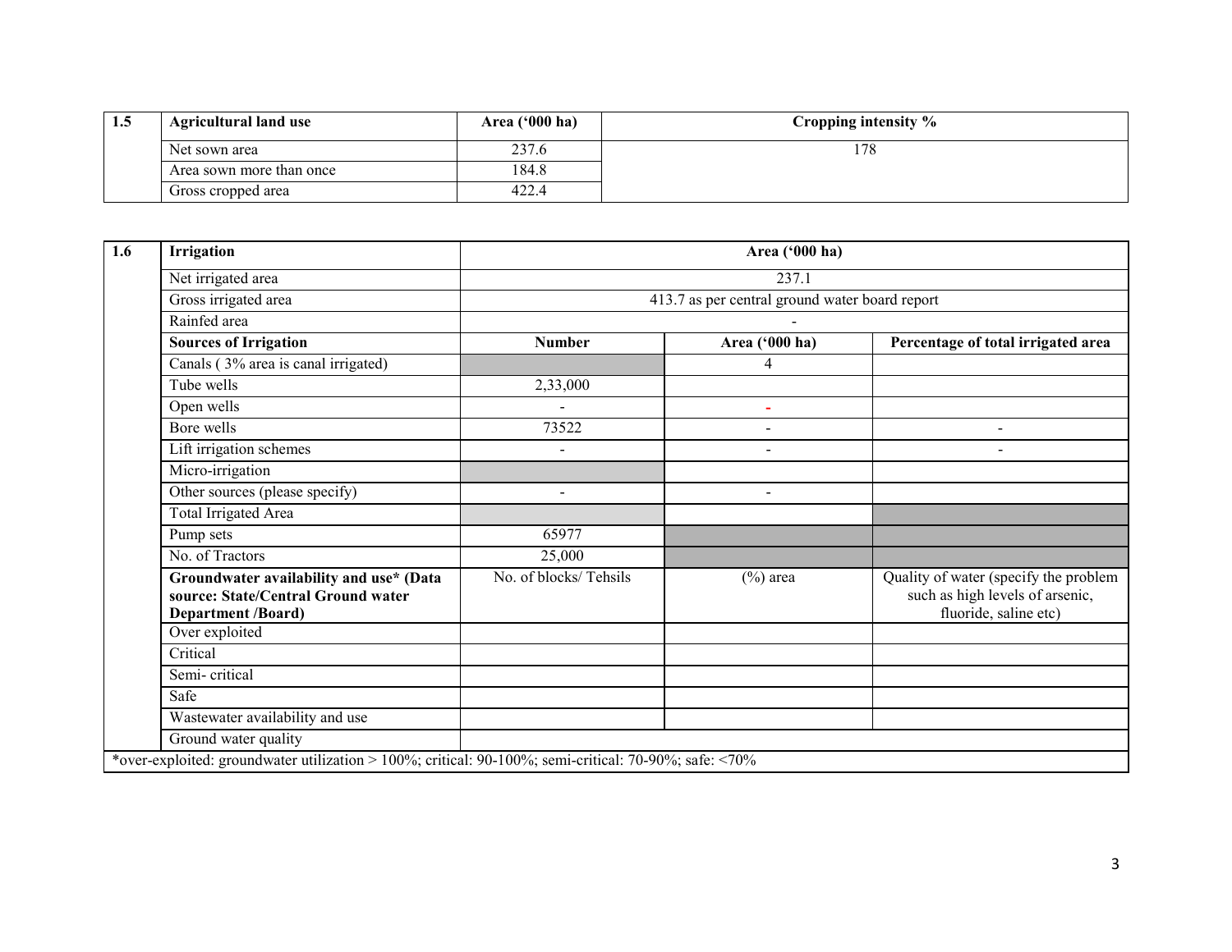| 1.5 | Agricultural land use | Area ('000 ha) | Cropping intensity % |
|---|---|---|---|
| | Net sown area | 237.6 | 178 |
| | Area sown more than once | 184.8 | |
| | Gross cropped area | 422.4 | |

| 1.6 | Irrigation | Area ('000 ha) | | |
|---|---|---|---|---|
| | Net irrigated area | 237.1 | | |
| | Gross irrigated area | 413.7 as per central ground water board report | | |
| | Rainfed area | - | | |
| | **Sources of Irrigation** | **Number** | **Area ('000 ha)** | **Percentage of total irrigated area** |
| | Canals ( 3% area is canal irrigated) | | 4 | |
| | Tube wells | 2,33,000 | | |
| | Open wells | - | - | |
| | Bore wells | 73522 | - | - |
| | Lift irrigation schemes | - | - | - |
| | Micro-irrigation | | | |
| | Other sources (please specify) | - | - | |
| | Total Irrigated Area | | | |
| | Pump sets | 65977 | | |
| | No. of Tractors | 25,000 | | |
| | **Groundwater availability and use* (Data source: State/Central Ground water Department /Board)** | No. of blocks/ Tehsils | (%) area | Quality of water (specify the problem such as high levels of arsenic, fluoride, saline etc) |
| | Over exploited | | | |
| | Critical | | | |
| | Semi- critical | | | |
| | Safe | | | |
| | Wastewater availability and use | | | |
| | Ground water quality | | | |

*over-exploited: groundwater utilization > 100%; critical: 90-100%; semi-critical: 70-90%; safe: <70%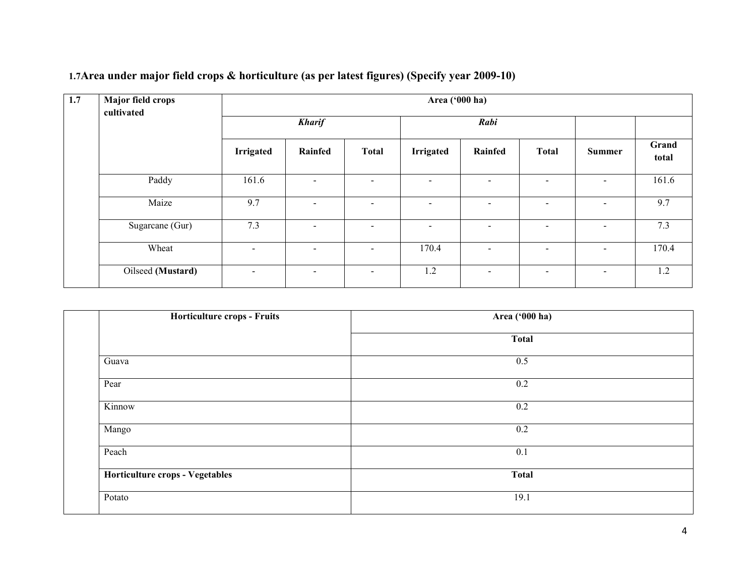## 1.7 Area under major field crops & horticulture (as per latest figures) (Specify year 2009-10)

| 1.7 | Major field crops cultivated | Area ('000 ha) | | | | | | | |
|---|---|---|---|---|---|---|---|---|---|
| | | *Kharif* | | | *Rabi* | | | | |
| | | **Irrigated** | **Rainfed** | **Total** | **Irrigated** | **Rainfed** | **Total** | **Summer** | **Grand total** |
| | Paddy | 161.6 | - | - | - | - | - | - | 161.6 |
| | Maize | 9.7 | - | - | - | - | - | - | 9.7 |
| | Sugarcane (Gur) | 7.3 | - | - | - | - | - | - | 7.3 |
| | Wheat | - | - | - | 170.4 | - | - | - | 170.4 |
| | Oilseed **(Mustard)** | - | - | - | 1.2 | - | - | - | 1.2 |

| | Horticulture crops - Fruits | Area ('000 ha) |
|---|---|---|
| | | **Total** |
| | Guava | 0.5 |
| | Pear | 0.2 |
| | Kinnow | 0.2 |
| | Mango | 0.2 |
| | Peach | 0.1 |
| | **Horticulture crops - Vegetables** | **Total** |
| | Potato | 19.1 |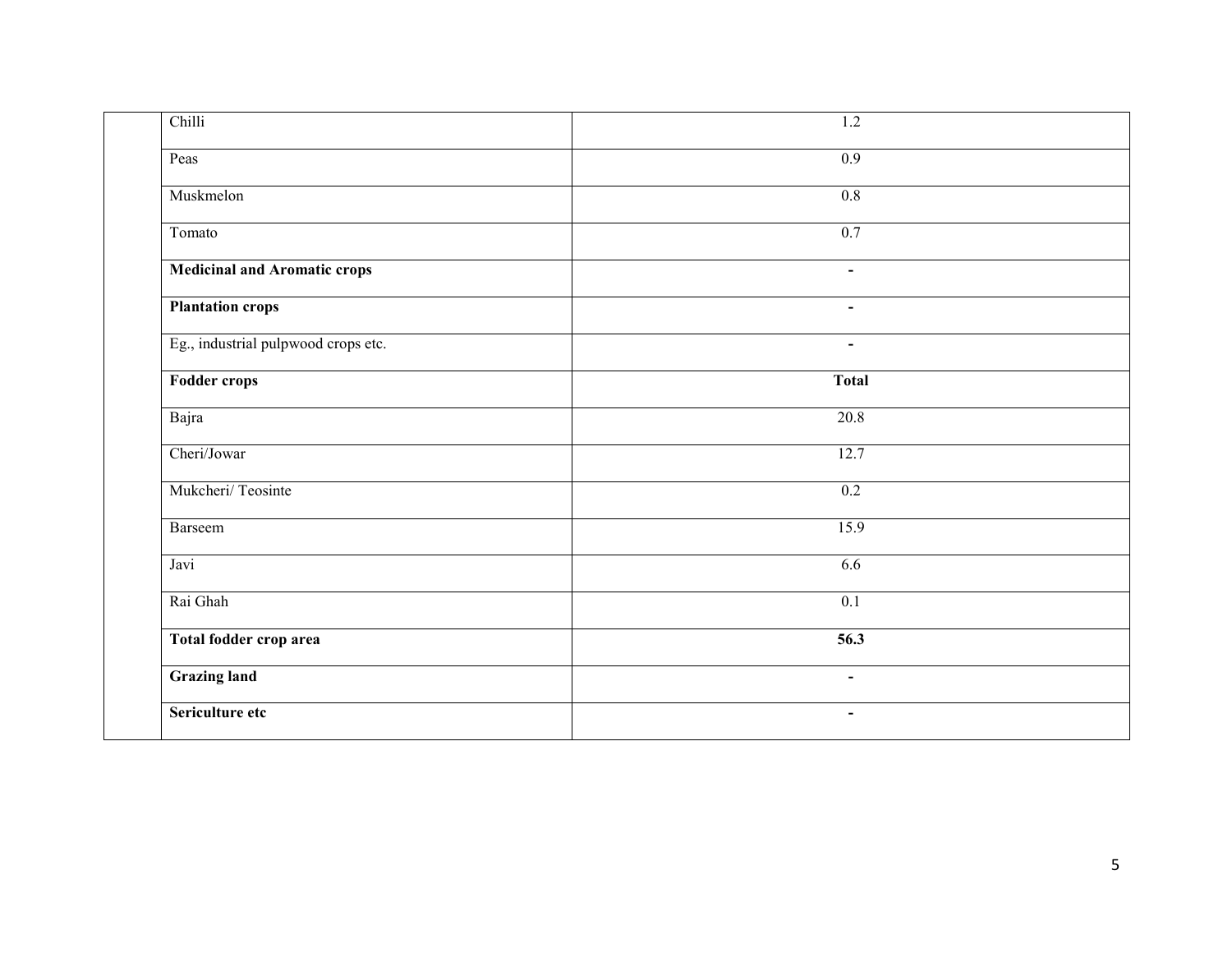| | | |
|---|---|---|
| | Chilli | 1.2 |
| | Peas | 0.9 |
| | Muskmelon | 0.8 |
| | Tomato | 0.7 |
| | **Medicinal and Aromatic crops** | **-** |
| | **Plantation crops** | **-** |
| | Eg., industrial pulpwood crops etc. | - |
| | **Fodder crops** | **Total** |
| | Bajra | 20.8 |
| | Cheri/Jowar | 12.7 |
| | Mukcheri/ Teosinte | 0.2 |
| | Barseem | 15.9 |
| | Javi | 6.6 |
| | Rai Ghah | 0.1 |
| | **Total fodder crop area** | **56.3** |
| | **Grazing land** | **-** |
| | **Sericulture etc** | **-** |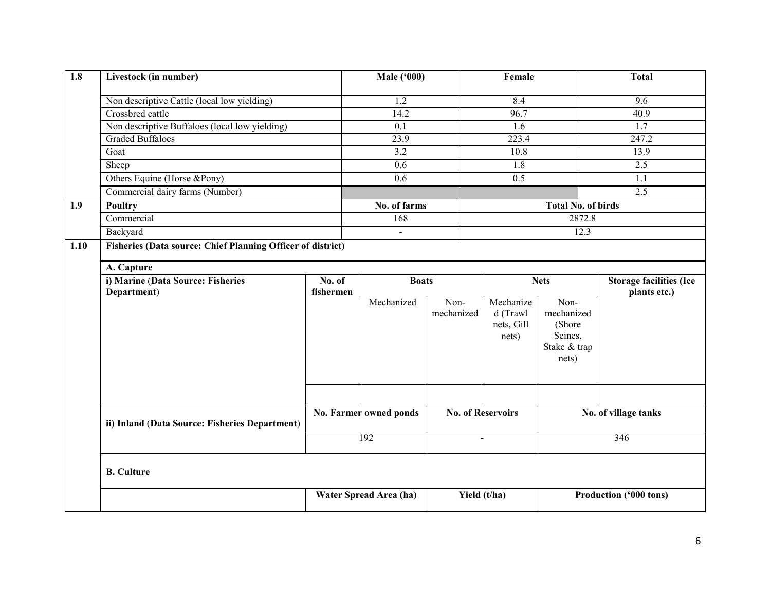| | | | | |
|---|---|---|---|---|
| 1.8 | **Livestock (in number)** | **Male ('000)** | **Female** | **Total** |
| | Non descriptive Cattle (local low yielding) | 1.2 | 8.4 | 9.6 |
| | Crossbred cattle | 14.2 | 96.7 | 40.9 |
| | Non descriptive Buffaloes (local low yielding) | 0.1 | 1.6 | 1.7 |
| | Graded Buffaloes | 23.9 | 223.4 | 247.2 |
| | Goat | 3.2 | 10.8 | 13.9 |
| | Sheep | 0.6 | 1.8 | 2.5 |
| | Others Equine (Horse &Pony) | 0.6 | 0.5 | 1.1 |
| | Commercial dairy farms (Number) | | | 2.5 |
| 1.9 | **Poultry** | **No. of farms** | **Total No. of birds** | |
| | Commercial | 168 | 2872.8 | |
| | Backyard | - | 12.3 | |

**1.10 Fisheries (Data source: Chief Planning Officer of district)**

**A. Capture**

| i) Marine (Data Source: Fisheries Department) | No. of fishermen | Boats | | Nets | | Storage facilities (Ice plants etc.) |
|---|---|---|---|---|---|---|
| | | Mechanized | Non-mechanized | Mechanized (Trawl nets, Gill nets) | Non-mechanized (Shore Seines, Stake & trap nets) | |
| | | | | | | |

| ii) Inland (Data Source: Fisheries Department) | No. Farmer owned ponds | No. of Reservoirs | No. of village tanks |
|---|---|---|---|
| | 192 | - | 346 |

**B. Culture**

| | Water Spread Area (ha) | Yield (t/ha) | Production ('000 tons) |
|---|---|---|---|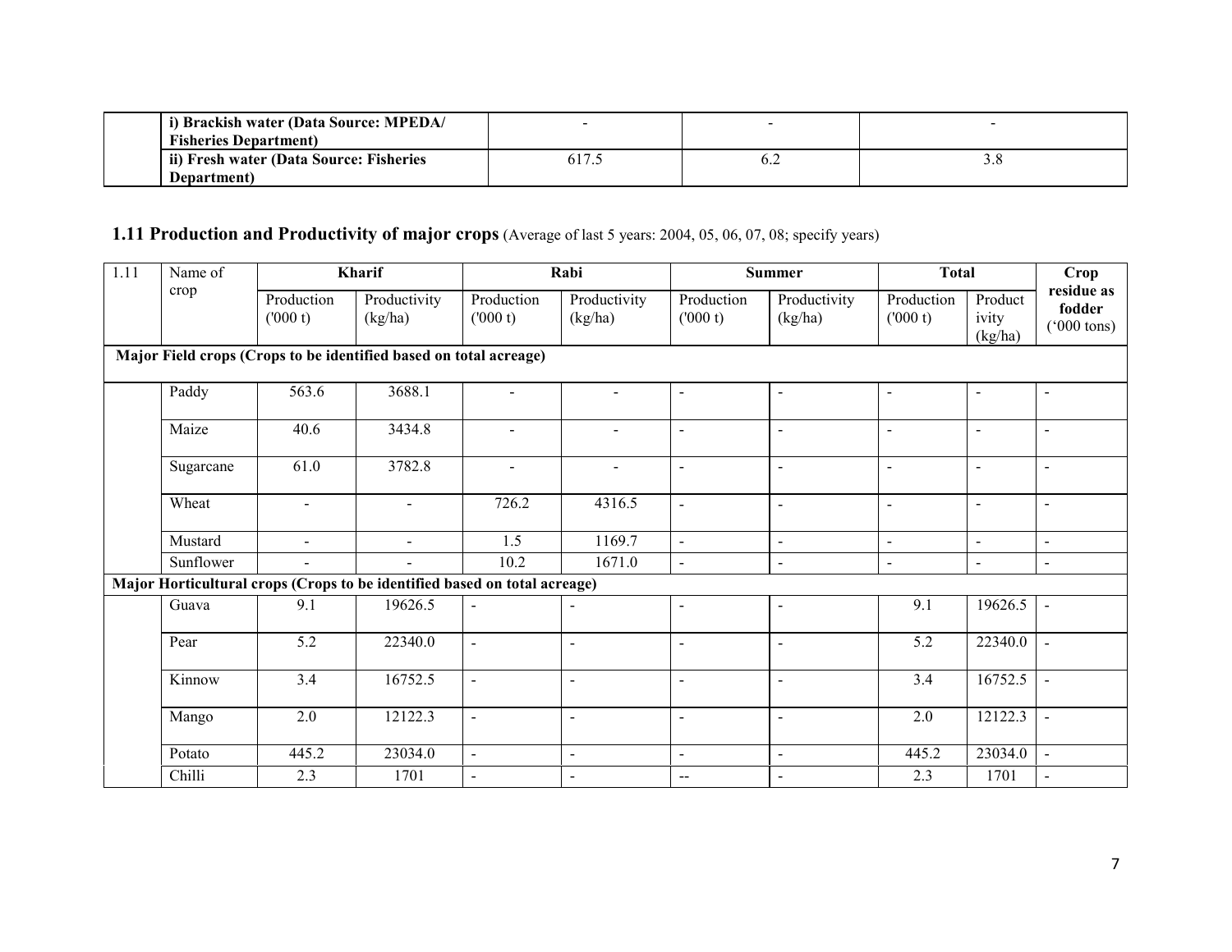| | | | | |
|---|---|---|---|---|
| | i) Brackish water (Data Source: MPEDA/ Fisheries Department) | - | - | - |
| | ii) Fresh water (Data Source: Fisheries Department) | 617.5 | 6.2 | 3.8 |

## 1.11 Production and Productivity of major crops (Average of last 5 years: 2004, 05, 06, 07, 08; specify years)

| 1.11 | Name of crop | Kharif | | Rabi | | Summer | | Total | | Crop residue as fodder ('000 tons) |
|---|---|---|---|---|---|---|---|---|---|---|
| | | Production ('000 t) | Productivity (kg/ha) | Production ('000 t) | Productivity (kg/ha) | Production ('000 t) | Productivity (kg/ha) | Production ('000 t) | Productivity (kg/ha) | |
| **Major Field crops (Crops to be identified based on total acreage)** | | | | | | | | | | |
| | Paddy | 563.6 | 3688.1 | - | - | - | - | - | - | - |
| | Maize | 40.6 | 3434.8 | - | - | - | - | - | - | - |
| | Sugarcane | 61.0 | 3782.8 | - | - | - | - | - | - | - |
| | Wheat | - | - | 726.2 | 4316.5 | - | - | - | - | - |
| | Mustard | - | - | 1.5 | 1169.7 | - | - | - | - | - |
| | Sunflower | - | - | 10.2 | 1671.0 | - | - | - | - | - |
| **Major Horticultural crops (Crops to be identified based on total acreage)** | | | | | | | | | | |
| | Guava | 9.1 | 19626.5 | - | - | - | - | 9.1 | 19626.5 | - |
| | Pear | 5.2 | 22340.0 | - | - | - | - | 5.2 | 22340.0 | - |
| | Kinnow | 3.4 | 16752.5 | - | - | - | - | 3.4 | 16752.5 | - |
| | Mango | 2.0 | 12122.3 | - | - | - | - | 2.0 | 12122.3 | - |
| | Potato | 445.2 | 23034.0 | - | - | - | - | 445.2 | 23034.0 | - |
| | Chilli | 2.3 | 1701 | - | - | -- | - | 2.3 | 1701 | - |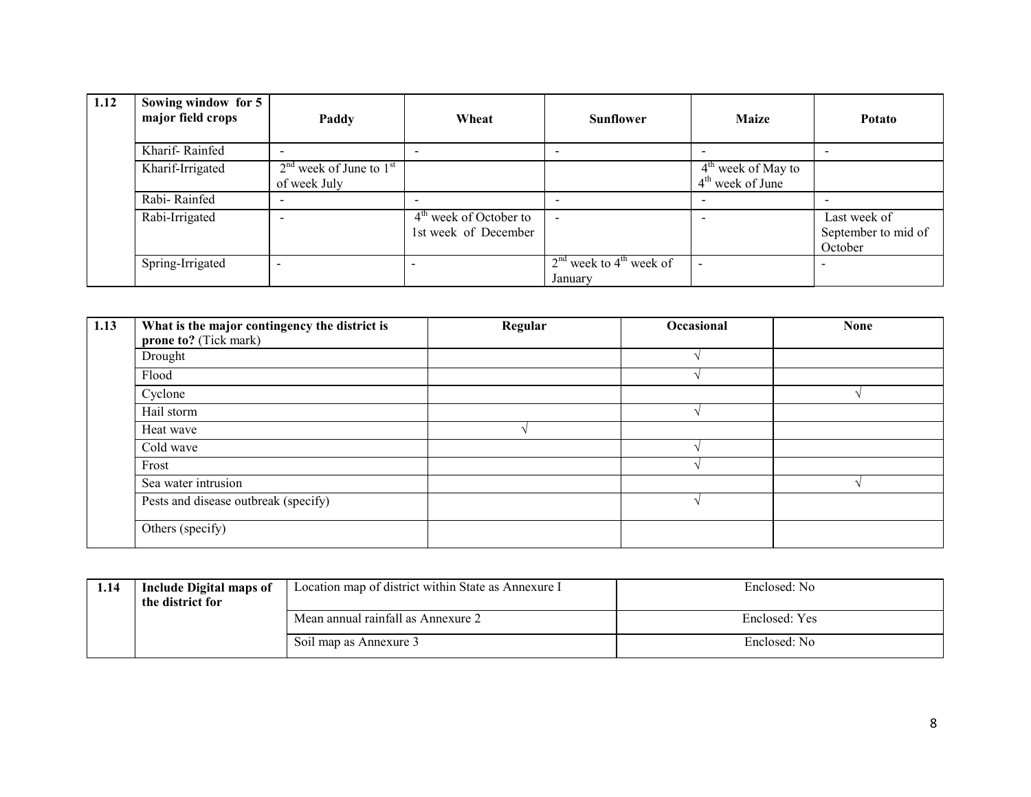| 1.12 | Sowing window for 5 major field crops | Paddy | Wheat | Sunflower | Maize | Potato |
|---|---|---|---|---|---|---|
| | Kharif- Rainfed | - | - | - | - | - |
| | Kharif-Irrigated | 2nd week of June to 1st of week July | | | 4th week of May to 4th week of June | |
| | Rabi- Rainfed | - | - | - | - | - |
| | Rabi-Irrigated | - | 4th week of October to 1st week of December | - | - | Last week of September to mid of October |
| | Spring-Irrigated | - | - | 2nd week to 4th week of January | - | - |

| 1.13 | What is the major contingency the district is prone to? (Tick mark) | Regular | Occasional | None |
|---|---|---|---|---|
| | Drought | | √ | |
| | Flood | | √ | |
| | Cyclone | | | √ |
| | Hail storm | | √ | |
| | Heat wave | √ | | |
| | Cold wave | | √ | |
| | Frost | | √ | |
| | Sea water intrusion | | | √ |
| | Pests and disease outbreak (specify) | | √ | |
| | Others (specify) | | | |

| 1.14 | Include Digital maps of the district for | Location map of district within State as Annexure I | Enclosed: No |
|---|---|---|---|
| | | Mean annual rainfall as Annexure 2 | Enclosed: Yes |
| | | Soil map as Annexure 3 | Enclosed: No |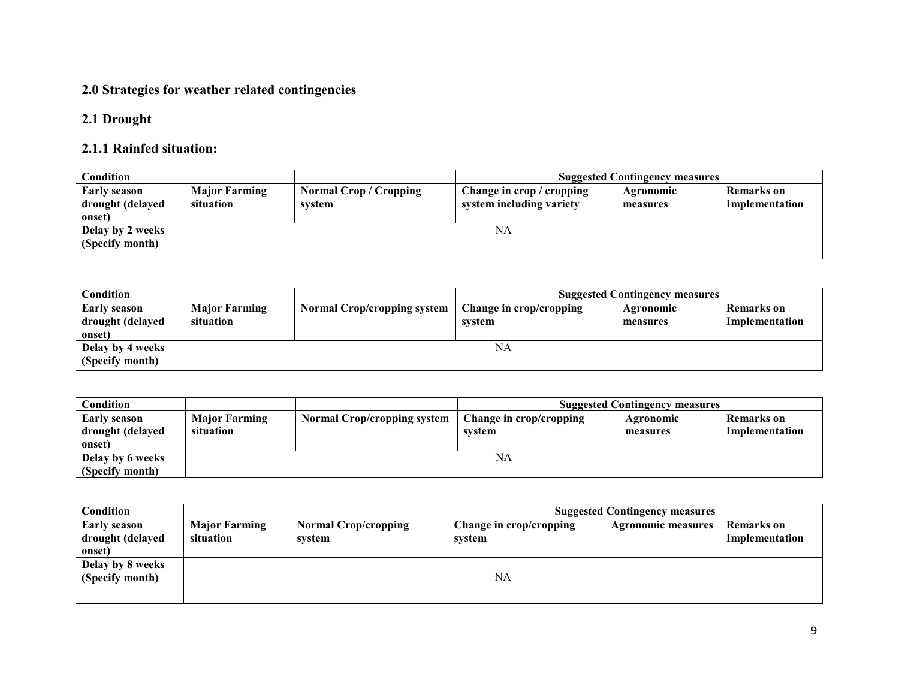## 2.0 Strategies for weather related contingencies

### 2.1 Drought

#### 2.1.1 Rainfed situation:

| Condition | | | Suggested Contingency measures | | |
|---|---|---|---|---|---|
| **Early season drought (delayed onset)** | **Major Farming situation** | **Normal Crop / Cropping system** | **Change in crop / cropping system including variety** | **Agronomic measures** | **Remarks on Implementation** |
| **Delay by 2 weeks (Specify month)** | NA | | | | |

| Condition | | | Suggested Contingency measures | | |
|---|---|---|---|---|---|
| **Early season drought (delayed onset)** | **Major Farming situation** | **Normal Crop/cropping system** | **Change in crop/cropping system** | **Agronomic measures** | **Remarks on Implementation** |
| **Delay by 4 weeks (Specify month)** | NA | | | | |

| Condition | | | Suggested Contingency measures | | |
|---|---|---|---|---|---|
| **Early season drought (delayed onset)** | **Major Farming situation** | **Normal Crop/cropping system** | **Change in crop/cropping system** | **Agronomic measures** | **Remarks on Implementation** |
| **Delay by 6 weeks (Specify month)** | NA | | | | |

| Condition | | | Suggested Contingency measures | | |
|---|---|---|---|---|---|
| **Early season drought (delayed onset)** | **Major Farming situation** | **Normal Crop/cropping system** | **Change in crop/cropping system** | **Agronomic measures** | **Remarks on Implementation** |
| **Delay by 8 weeks (Specify month)** | NA | | | | |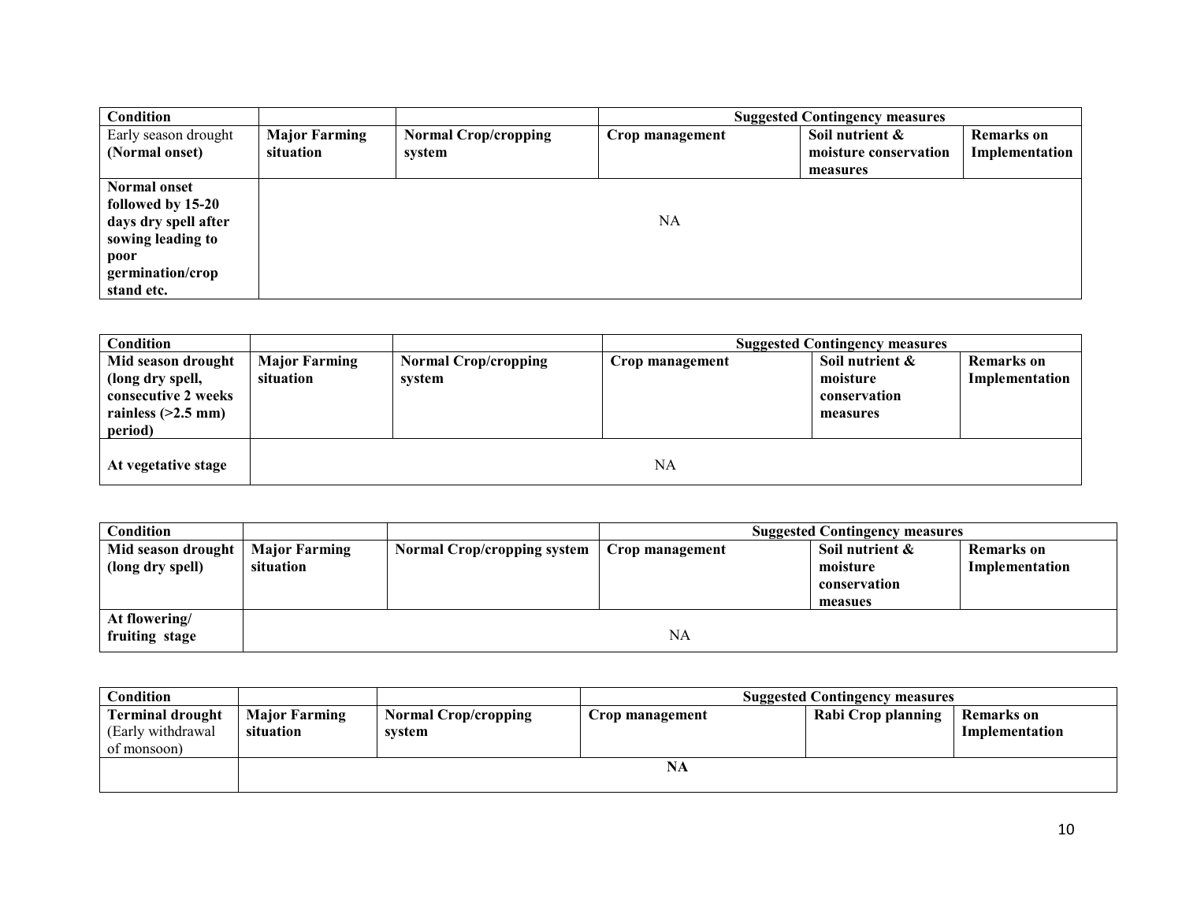| Condition | | | Suggested Contingency measures | | |
|---|---|---|---|---|---|
| Early season drought **(Normal onset)** | **Major Farming situation** | **Normal Crop/cropping system** | **Crop management** | **Soil nutrient & moisture conservation measures** | **Remarks on Implementation** |
| **Normal onset followed by 15-20 days dry spell after sowing leading to poor germination/crop stand etc.** | NA | | | | |

| Condition | | | Suggested Contingency measures | | |
|---|---|---|---|---|---|
| **Mid season drought (long dry spell, consecutive 2 weeks rainless (>2.5 mm) period)** | **Major Farming situation** | **Normal Crop/cropping system** | **Crop management** | **Soil nutrient & moisture conservation measures** | **Remarks on Implementation** |
| **At vegetative stage** | NA | | | | |

| Condition | | | Suggested Contingency measures | | |
|---|---|---|---|---|---|
| **Mid season drought (long dry spell)** | **Major Farming situation** | **Normal Crop/cropping system** | **Crop management** | **Soil nutrient & moisture conservation measues** | **Remarks on Implementation** |
| **At flowering/ fruiting stage** | NA | | | | |

| Condition | | | Suggested Contingency measures | | |
|---|---|---|---|---|---|
| **Terminal drought** (Early withdrawal of monsoon) | **Major Farming situation** | **Normal Crop/cropping system** | **Crop management** | **Rabi Crop planning** | **Remarks on Implementation** |
| | **NA** | | | | |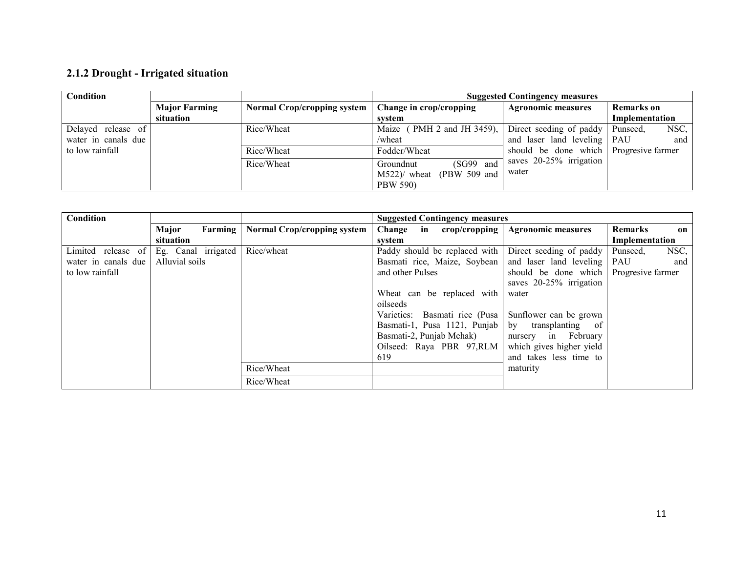### 2.1.2 Drought - Irrigated situation

| Condition | | | Suggested Contingency measures | | |
|---|---|---|---|---|---|
| | Major Farming situation | Normal Crop/cropping system | Change in crop/cropping system | Agronomic measures | Remarks on Implementation |
| Delayed release of water in canals due to low rainfall | | Rice/Wheat | Maize ( PMH 2 and JH 3459), /wheat | Direct seeding of paddy and laser land leveling should be done which saves 20-25% irrigation water | Punseed, NSC, PAU and Progresive farmer |
| | | Rice/Wheat | Fodder/Wheat | | |
| | | Rice/Wheat | Groundnut (SG99 and M522)/ wheat (PBW 509 and PBW 590) | | |

| Condition | | | Suggested Contingency measures | | |
|---|---|---|---|---|---|
| | Major Farming situation | Normal Crop/cropping system | Change in crop/cropping system | Agronomic measures | Remarks on Implementation |
| Limited release of water in canals due to low rainfall | Eg. Canal irrigated Alluvial soils | Rice/wheat | Paddy should be replaced with Basmati rice, Maize, Soybean and other Pulses<br><br>Wheat can be replaced with oilseeds<br>Varieties: Basmati rice (Pusa Basmati-1, Pusa 1121, Punjab Basmati-2, Punjab Mehak)<br>Oilseed: Raya PBR 97,RLM 619 | Direct seeding of paddy and laser land leveling should be done which saves 20-25% irrigation water<br><br>Sunflower can be grown by transplanting of nursery in February which gives higher yield and takes less time to maturity | Punseed, NSC, PAU and Progresive farmer |
| | | Rice/Wheat | | | |
| | | Rice/Wheat | | | |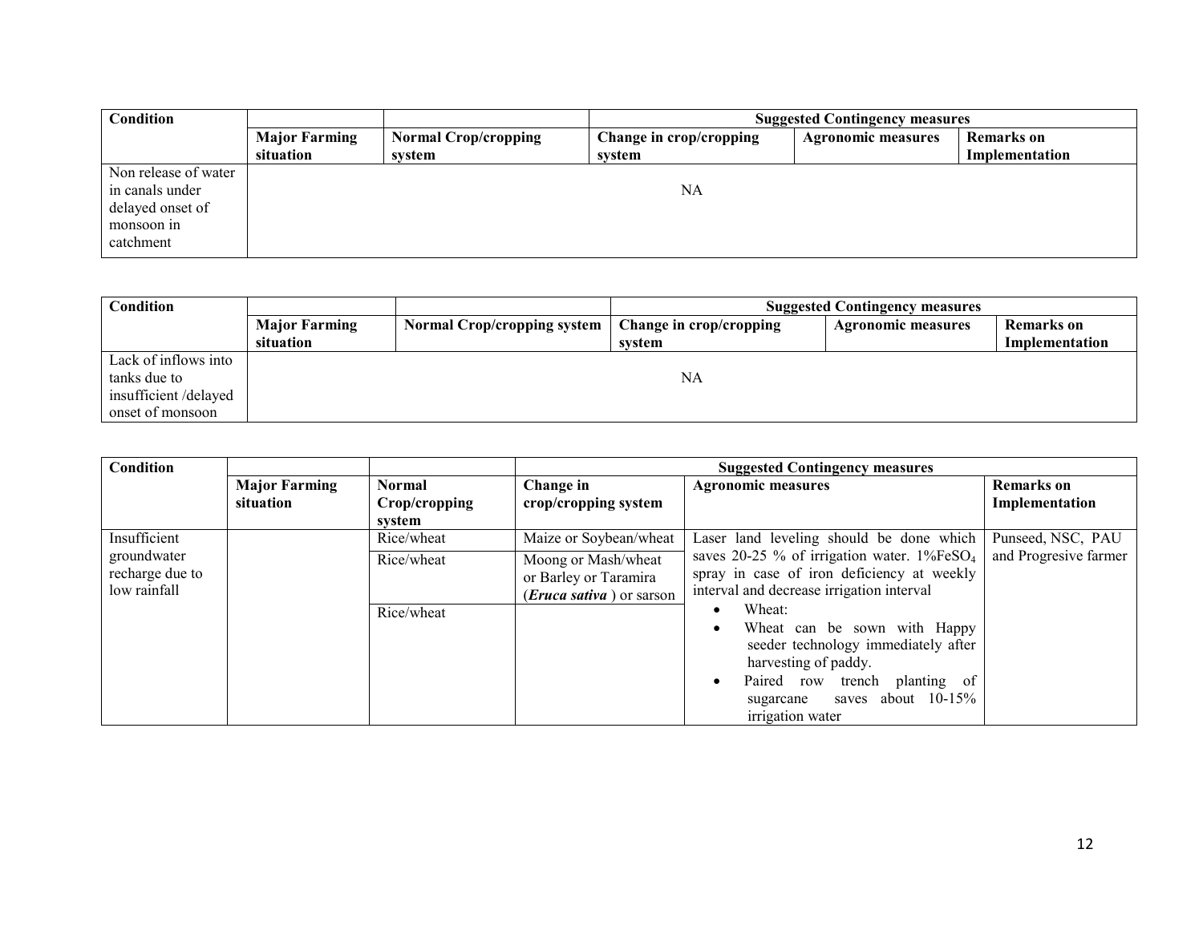| Condition | | | Suggested Contingency measures | | |
|---|---|---|---|---|---|
| | Major Farming situation | Normal Crop/cropping system | Change in crop/cropping system | Agronomic measures | Remarks on Implementation |
| Non release of water in canals under delayed onset of monsoon in catchment | NA | | | | |

| Condition | | | Suggested Contingency measures | | |
|---|---|---|---|---|---|
| | Major Farming situation | Normal Crop/cropping system | Change in crop/cropping system | Agronomic measures | Remarks on Implementation |
| Lack of inflows into tanks due to insufficient /delayed onset of monsoon | NA | | | | |

| Condition | | | Suggested Contingency measures | | |
|---|---|---|---|---|---|
| | Major Farming situation | Normal Crop/cropping system | Change in crop/cropping system | Agronomic measures | Remarks on Implementation |
| Insufficient groundwater recharge due to low rainfall | | Rice/wheat | Maize or Soybean/wheat | Laser land leveling should be done which saves 20-25 % of irrigation water. 1%$FeSO_4$ spray in case of iron deficiency at weekly interval and decrease irrigation interval<br>• Wheat:<br>• Wheat can be sown with Happy seeder technology immediately after harvesting of paddy.<br>• Paired row trench planting of sugarcane saves about 10-15% irrigation water | Punseed, NSC, PAU and Progresive farmer |
| | | Rice/wheat | Moong or Mash/wheat or Barley or Taramira (***Eruca sativa*** ) or sarson | | |
| | | Rice/wheat | | | |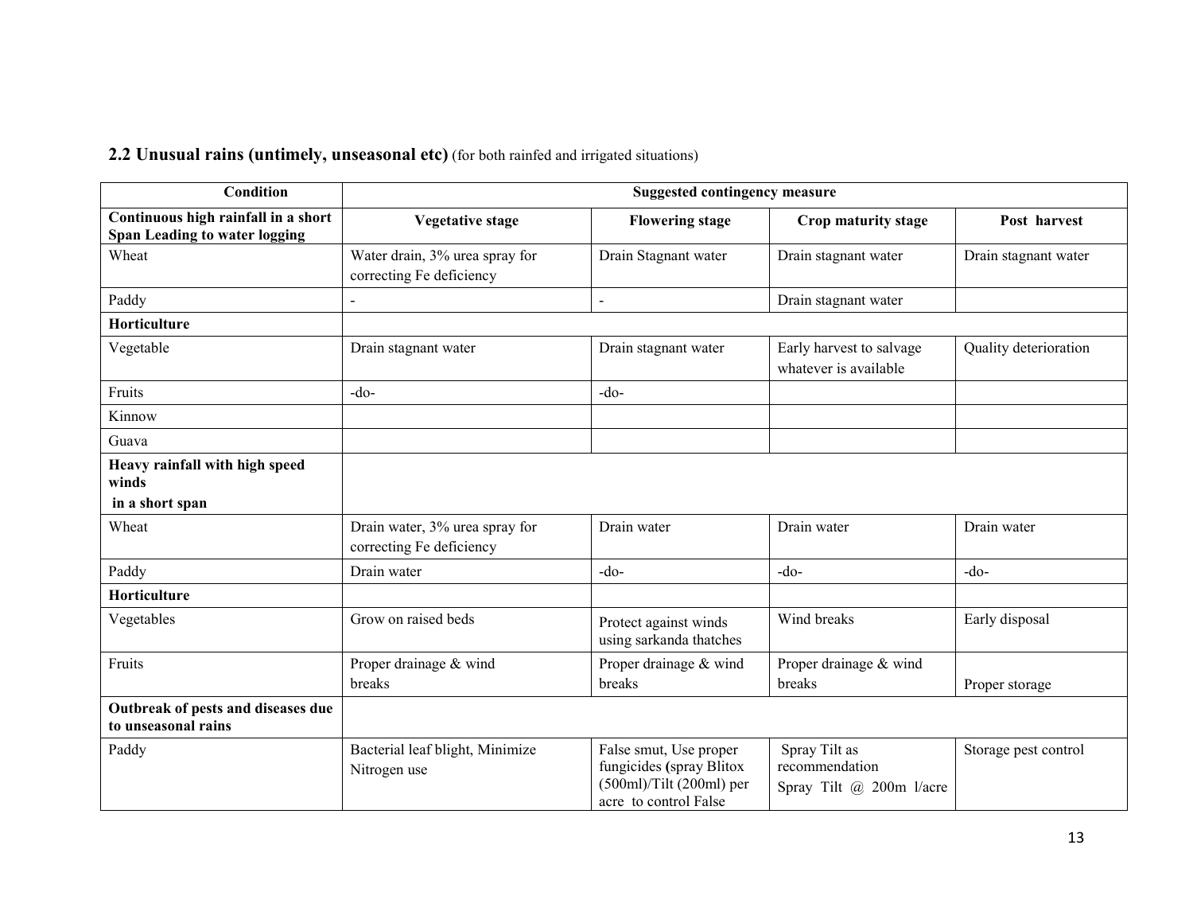### 2.2 Unusual rains (untimely, unseasonal etc) (for both rainfed and irrigated situations)

| Condition | Suggested contingency measure | | | |
|---|---|---|---|---|
| **Continuous high rainfall in a short Span Leading to water logging** | **Vegetative stage** | **Flowering stage** | **Crop maturity stage** | **Post harvest** |
| Wheat | Water drain, 3% urea spray for correcting Fe deficiency | Drain Stagnant water | Drain stagnant water | Drain stagnant water |
| Paddy | - | - | Drain stagnant water | |
| **Horticulture** | | | | |
| Vegetable | Drain stagnant water | Drain stagnant water | Early harvest to salvage whatever is available | Quality deterioration |
| Fruits | -do- | -do- | | |
| Kinnow | | | | |
| Guava | | | | |
| **Heavy rainfall with high speed winds in a short span** | | | | |
| Wheat | Drain water, 3% urea spray for correcting Fe deficiency | Drain water | Drain water | Drain water |
| Paddy | Drain water | -do- | -do- | -do- |
| **Horticulture** | | | | |
| Vegetables | Grow on raised beds | Protect against winds using sarkanda thatches | Wind breaks | Early disposal |
| Fruits | Proper drainage & wind breaks | Proper drainage & wind breaks | Proper drainage & wind breaks | Proper storage |
| **Outbreak of pests and diseases due to unseasonal rains** | | | | |
| Paddy | Bacterial leaf blight, Minimize Nitrogen use | False smut, Use proper fungicides (spray Blitox (500ml)/Tilt (200ml) per acre to control False | Spray Tilt as recommendation Spray Tilt @ 200m l/acre | Storage pest control |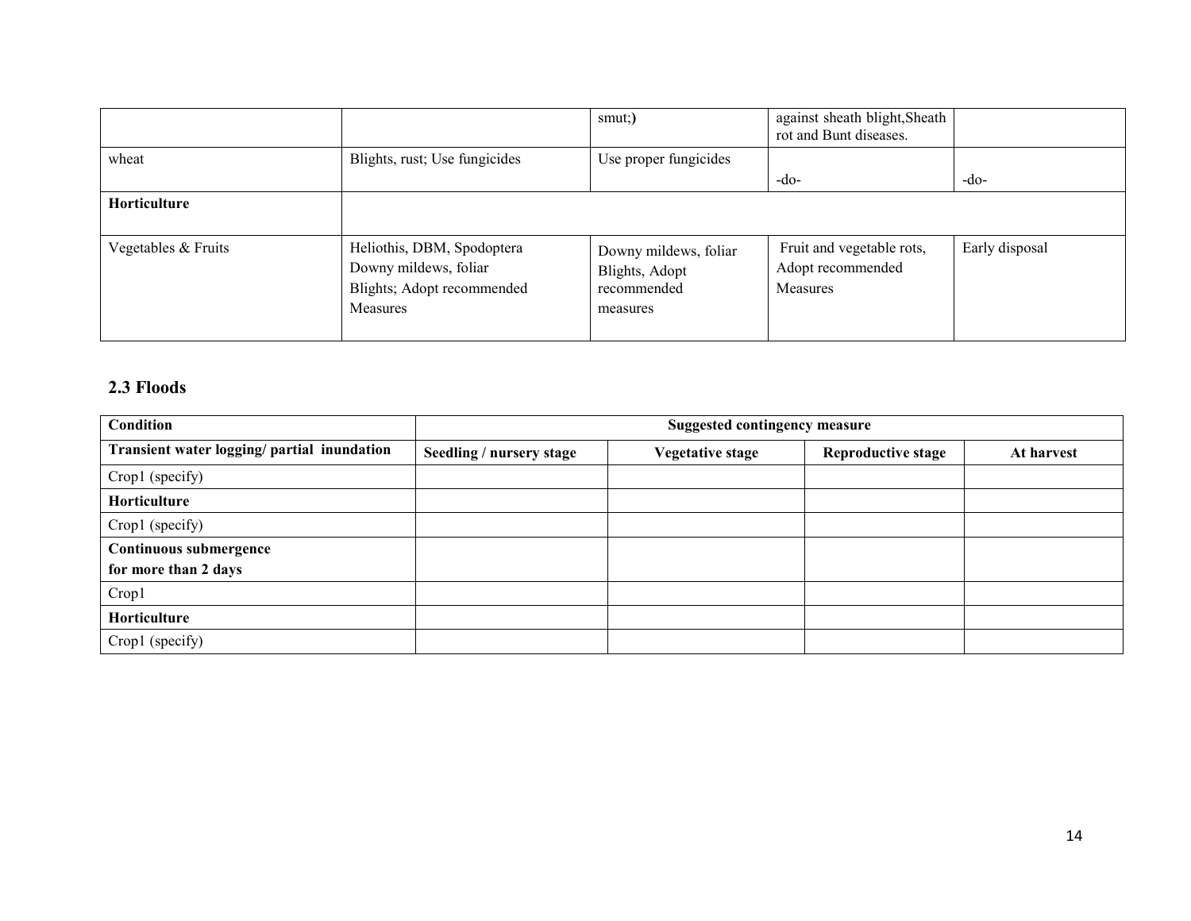|  |  | smut;) | against sheath blight,Sheath rot and Bunt diseases. |  |
|---|---|---|---|---|
| wheat | Blights, rust; Use fungicides | Use proper fungicides | -do- | -do- |
| **Horticulture** |  |  |  |  |
| Vegetables & Fruits | Heliothis, DBM, Spodoptera Downy mildews, foliar Blights; Adopt recommended Measures | Downy mildews, foliar Blights, Adopt recommended measures | Fruit and vegetable rots, Adopt recommended Measures | Early disposal |

## 2.3 Floods

| **Condition** | **Suggested contingency measure** |  |  |  |
|---|---|---|---|---|
| **Transient water logging/ partial inundation** | **Seedling / nursery stage** | **Vegetative stage** | **Reproductive stage** | **At harvest** |
| Crop1 (specify) |  |  |  |  |
| **Horticulture** |  |  |  |  |
| Crop1 (specify) |  |  |  |  |
| **Continuous submergence for more than 2 days** |  |  |  |  |
| Crop1 |  |  |  |  |
| **Horticulture** |  |  |  |  |
| Crop1 (specify) |  |  |  |  |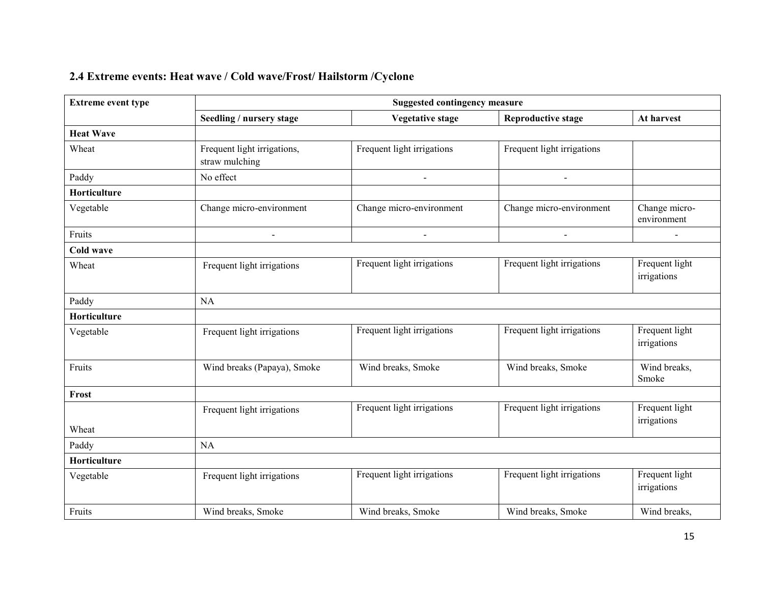## 2.4 Extreme events: Heat wave / Cold wave/Frost/ Hailstorm /Cyclone

| Extreme event type | Suggested contingency measure | | | |
|---|---|---|---|---|
| | **Seedling / nursery stage** | **Vegetative stage** | **Reproductive stage** | **At harvest** |
| **Heat Wave** | | | | |
| Wheat | Frequent light irrigations, straw mulching | Frequent light irrigations | Frequent light irrigations | |
| Paddy | No effect | - | - | |
| **Horticulture** | | | | |
| Vegetable | Change micro-environment | Change micro-environment | Change micro-environment | Change micro-environment |
| Fruits | - | - | - | - |
| **Cold wave** | | | | |
| Wheat | Frequent light irrigations | Frequent light irrigations | Frequent light irrigations | Frequent light irrigations |
| Paddy | NA | | | |
| **Horticulture** | | | | |
| Vegetable | Frequent light irrigations | Frequent light irrigations | Frequent light irrigations | Frequent light irrigations |
| Fruits | Wind breaks (Papaya), Smoke | Wind breaks, Smoke | Wind breaks, Smoke | Wind breaks, Smoke |
| **Frost** | | | | |
| Wheat | Frequent light irrigations | Frequent light irrigations | Frequent light irrigations | Frequent light irrigations |
| Paddy | NA | | | |
| **Horticulture** | | | | |
| Vegetable | Frequent light irrigations | Frequent light irrigations | Frequent light irrigations | Frequent light irrigations |
| Fruits | Wind breaks, Smoke | Wind breaks, Smoke | Wind breaks, Smoke | Wind breaks, |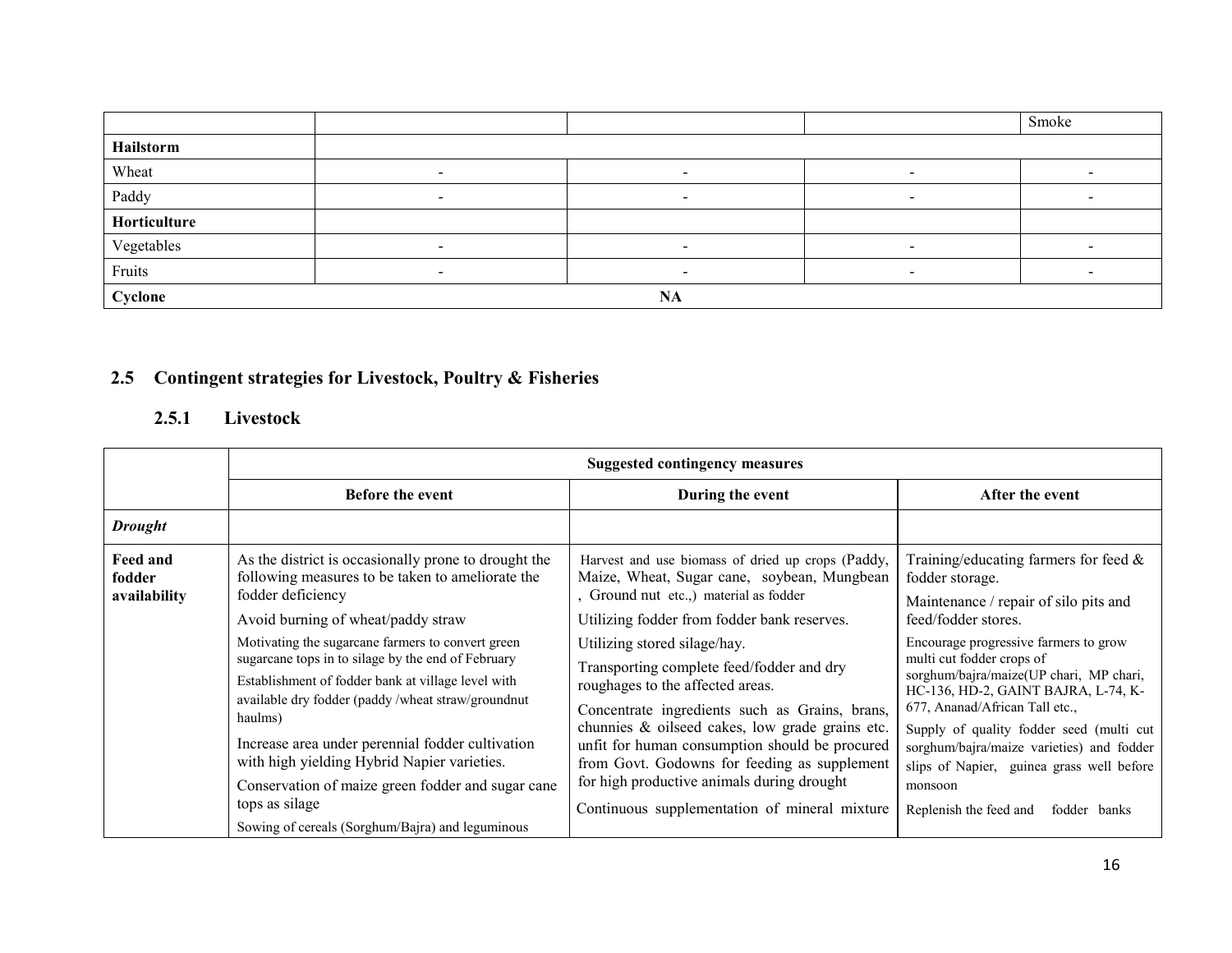| | | | | |
|---|---|---|---|---|
| | | | | Smoke |
| **Hailstorm** | | | | |
| Wheat | - | - | - | - |
| Paddy | - | - | - | - |
| **Horticulture** | | | | |
| Vegetables | - | - | - | - |
| Fruits | - | - | - | - |
| **Cyclone** | | NA | | |

## 2.5 Contingent strategies for Livestock, Poultry & Fisheries

### 2.5.1 Livestock

| | Suggested contingency measures | | |
|---|---|---|---|
| | **Before the event** | **During the event** | **After the event** |
| ***Drought*** | | | |
| **Feed and fodder availability** | As the district is occasionally prone to drought the following measures to be taken to ameliorate the fodder deficiency<br>Avoid burning of wheat/paddy straw<br>Motivating the sugarcane farmers to convert green sugarcane tops in to silage by the end of February<br>Establishment of fodder bank at village level with available dry fodder (paddy /wheat straw/groundnut haulms)<br>Increase area under perennial fodder cultivation with high yielding Hybrid Napier varieties.<br>Conservation of maize green fodder and sugar cane tops as silage<br>Sowing of cereals (Sorghum/Bajra) and leguminous | Harvest and use biomass of dried up crops (Paddy, Maize, Wheat, Sugar cane, soybean, Mungbean , Ground nut etc.,) material as fodder<br>Utilizing fodder from fodder bank reserves.<br>Utilizing stored silage/hay.<br>Transporting complete feed/fodder and dry roughages to the affected areas.<br>Concentrate ingredients such as Grains, brans, chunnies & oilseed cakes, low grade grains etc. unfit for human consumption should be procured from Govt. Godowns for feeding as supplement for high productive animals during drought<br>Continuous supplementation of mineral mixture | Training/educating farmers for feed & fodder storage.<br>Maintenance / repair of silo pits and feed/fodder stores.<br>Encourage progressive farmers to grow multi cut fodder crops of sorghum/bajra/maize(UP chari, MP chari, HC-136, HD-2, GAINT BAJRA, L-74, K-677, Ananad/African Tall etc.,<br>Supply of quality fodder seed (multi cut sorghum/bajra/maize varieties) and fodder slips of Napier, guinea grass well before monsoon<br>Replenish the feed and fodder banks |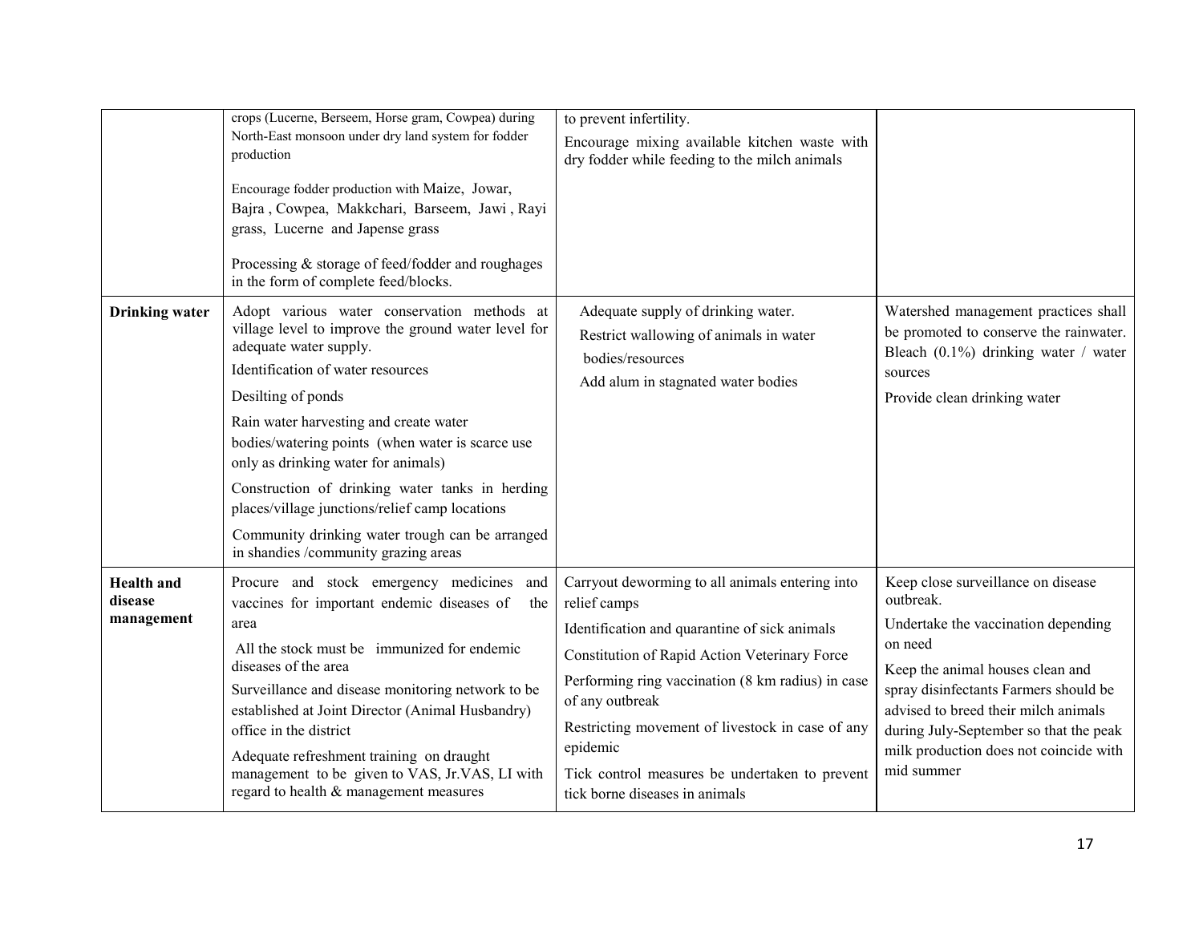| | | | |
|---|---|---|---|
| | crops (Lucerne, Berseem, Horse gram, Cowpea) during North-East monsoon under dry land system for fodder production<br><br>Encourage fodder production with Maize, Jowar, Bajra , Cowpea, Makkchari, Barseem, Jawi , Rayi grass, Lucerne and Japense grass<br><br>Processing & storage of feed/fodder and roughages in the form of complete feed/blocks. | to prevent infertility.<br><br>Encourage mixing available kitchen waste with dry fodder while feeding to the milch animals | |
| **Drinking water** | Adopt various water conservation methods at village level to improve the ground water level for adequate water supply.<br><br>Identification of water resources<br><br>Desilting of ponds<br><br>Rain water harvesting and create water bodies/watering points (when water is scarce use only as drinking water for animals)<br><br>Construction of drinking water tanks in herding places/village junctions/relief camp locations<br><br>Community drinking water trough can be arranged in shandies /community grazing areas | Adequate supply of drinking water.<br><br>Restrict wallowing of animals in water bodies/resources<br><br>Add alum in stagnated water bodies | Watershed management practices shall be promoted to conserve the rainwater. Bleach (0.1%) drinking water / water sources<br><br>Provide clean drinking water |
| **Health and disease management** | Procure and stock emergency medicines and vaccines for important endemic diseases of the area<br><br>All the stock must be immunized for endemic diseases of the area<br><br>Surveillance and disease monitoring network to be established at Joint Director (Animal Husbandry) office in the district<br><br>Adequate refreshment training on draught management to be given to VAS, Jr.VAS, LI with regard to health & management measures | Carryout deworming to all animals entering into relief camps<br><br>Identification and quarantine of sick animals<br><br>Constitution of Rapid Action Veterinary Force<br><br>Performing ring vaccination (8 km radius) in case of any outbreak<br><br>Restricting movement of livestock in case of any epidemic<br><br>Tick control measures be undertaken to prevent tick borne diseases in animals | Keep close surveillance on disease outbreak.<br><br>Undertake the vaccination depending on need<br><br>Keep the animal houses clean and spray disinfectants Farmers should be advised to breed their milch animals during July-September so that the peak milk production does not coincide with mid summer |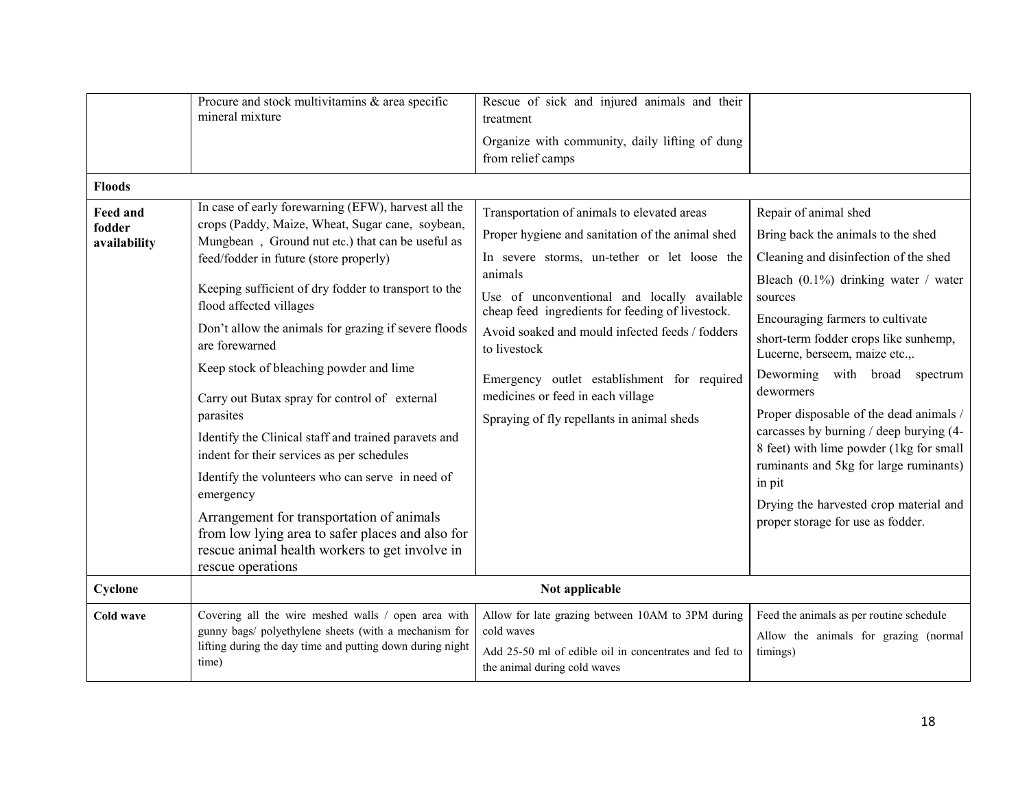| | | | |
|---|---|---|---|
| | Procure and stock multivitamins & area specific mineral mixture | Rescue of sick and injured animals and their treatment<br>Organize with community, daily lifting of dung from relief camps | |
| **Floods** | | | |
| **Feed and fodder availability** | In case of early forewarning (EFW), harvest all the crops (Paddy, Maize, Wheat, Sugar cane, soybean, Mungbean , Ground nut etc.) that can be useful as feed/fodder in future (store properly)<br>Keeping sufficient of dry fodder to transport to the flood affected villages<br>Don't allow the animals for grazing if severe floods are forewarned<br>Keep stock of bleaching powder and lime<br>Carry out Butax spray for control of external parasites<br>Identify the Clinical staff and trained paravets and indent for their services as per schedules<br>Identify the volunteers who can serve in need of emergency<br>Arrangement for transportation of animals from low lying area to safer places and also for rescue animal health workers to get involve in rescue operations | Transportation of animals to elevated areas<br>Proper hygiene and sanitation of the animal shed<br>In severe storms, un-tether or let loose the animals<br>Use of unconventional and locally available cheap feed ingredients for feeding of livestock.<br>Avoid soaked and mould infected feeds / fodders to livestock<br>Emergency outlet establishment for required medicines or feed in each village<br>Spraying of fly repellants in animal sheds | Repair of animal shed<br>Bring back the animals to the shed<br>Cleaning and disinfection of the shed<br>Bleach (0.1%) drinking water / water sources<br>Encouraging farmers to cultivate short-term fodder crops like sunhemp, Lucerne, berseem, maize etc.,.<br>Deworming with broad spectrum dewormers<br>Proper disposable of the dead animals / carcasses by burning / deep burying (4-8 feet) with lime powder (1kg for small ruminants and 5kg for large ruminants) in pit<br>Drying the harvested crop material and proper storage for use as fodder. |
| **Cyclone** | **Not applicable** | | |
| **Cold wave** | Covering all the wire meshed walls / open area with gunny bags/ polyethylene sheets (with a mechanism for lifting during the day time and putting down during night time) | Allow for late grazing between 10AM to 3PM during cold waves<br>Add 25-50 ml of edible oil in concentrates and fed to the animal during cold waves | Feed the animals as per routine schedule<br>Allow the animals for grazing (normal timings) |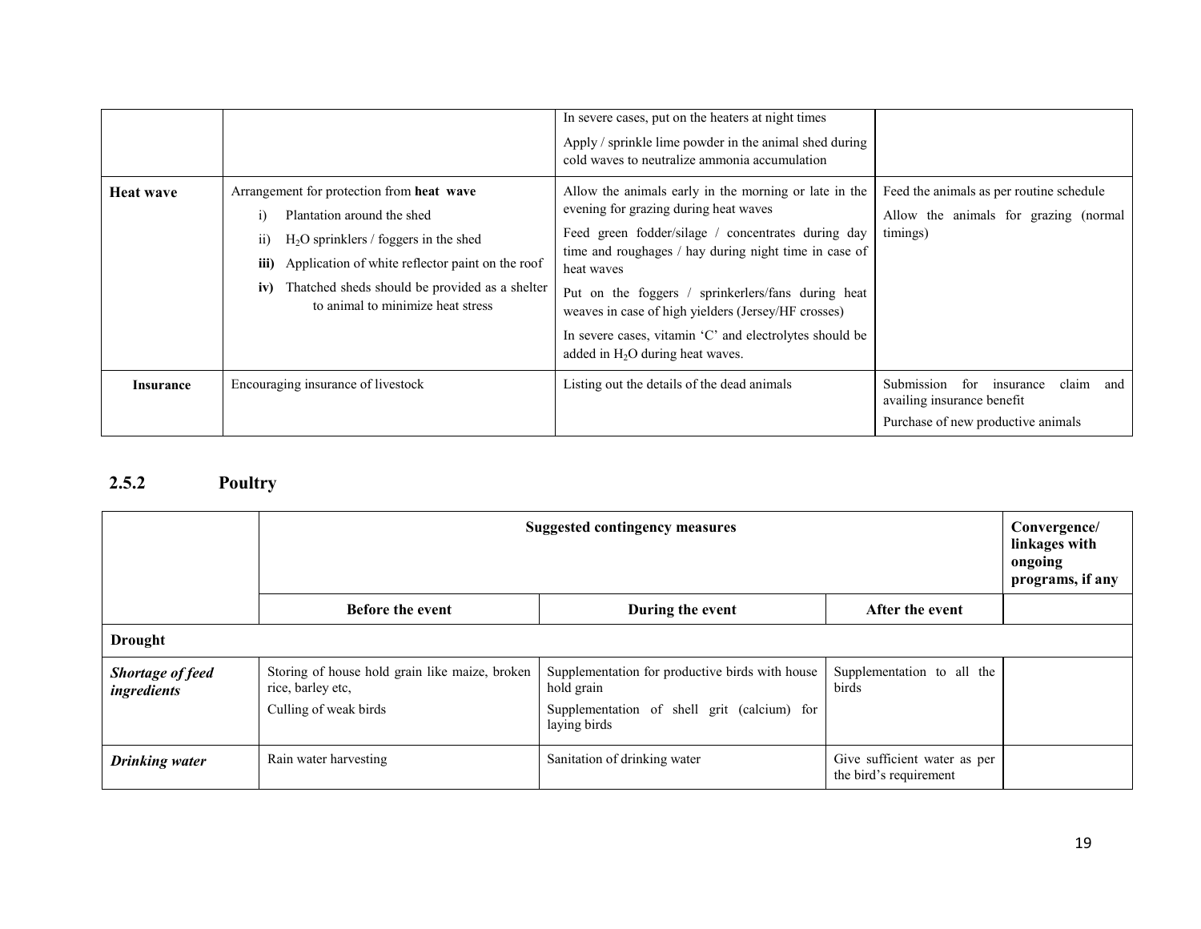| | | | |
|---|---|---|---|
| | | In severe cases, put on the heaters at night times<br>Apply / sprinkle lime powder in the animal shed during cold waves to neutralize ammonia accumulation | |
| **Heat wave** | Arrangement for protection from **heat wave**<br>i) Plantation around the shed<br>ii) $H_2O$ sprinklers / foggers in the shed<br>**iii)** Application of white reflector paint on the roof<br>**iv)** Thatched sheds should be provided as a shelter to animal to minimize heat stress | Allow the animals early in the morning or late in the evening for grazing during heat waves<br>Feed green fodder/silage / concentrates during day time and roughages / hay during night time in case of heat waves<br>Put on the foggers / sprinkerlers/fans during heat weaves in case of high yielders (Jersey/HF crosses)<br>In severe cases, vitamin 'C' and electrolytes should be added in $H_2O$ during heat waves. | Feed the animals as per routine schedule<br>Allow the animals for grazing (normal timings) |
| **Insurance** | Encouraging insurance of livestock | Listing out the details of the dead animals | Submission for insurance claim and availing insurance benefit<br>Purchase of new productive animals |

### 2.5.2 Poultry

| | Suggested contingency measures | | | Convergence/ linkages with ongoing programs, if any |
|---|---|---|---|---|
| | **Before the event** | **During the event** | **After the event** | |
| **Drought** | | | | |
| ***Shortage of feed ingredients*** | Storing of house hold grain like maize, broken rice, barley etc,<br>Culling of weak birds | Supplementation for productive birds with house hold grain<br>Supplementation of shell grit (calcium) for laying birds | Supplementation to all the birds | |
| ***Drinking water*** | Rain water harvesting | Sanitation of drinking water | Give sufficient water as per the bird's requirement | |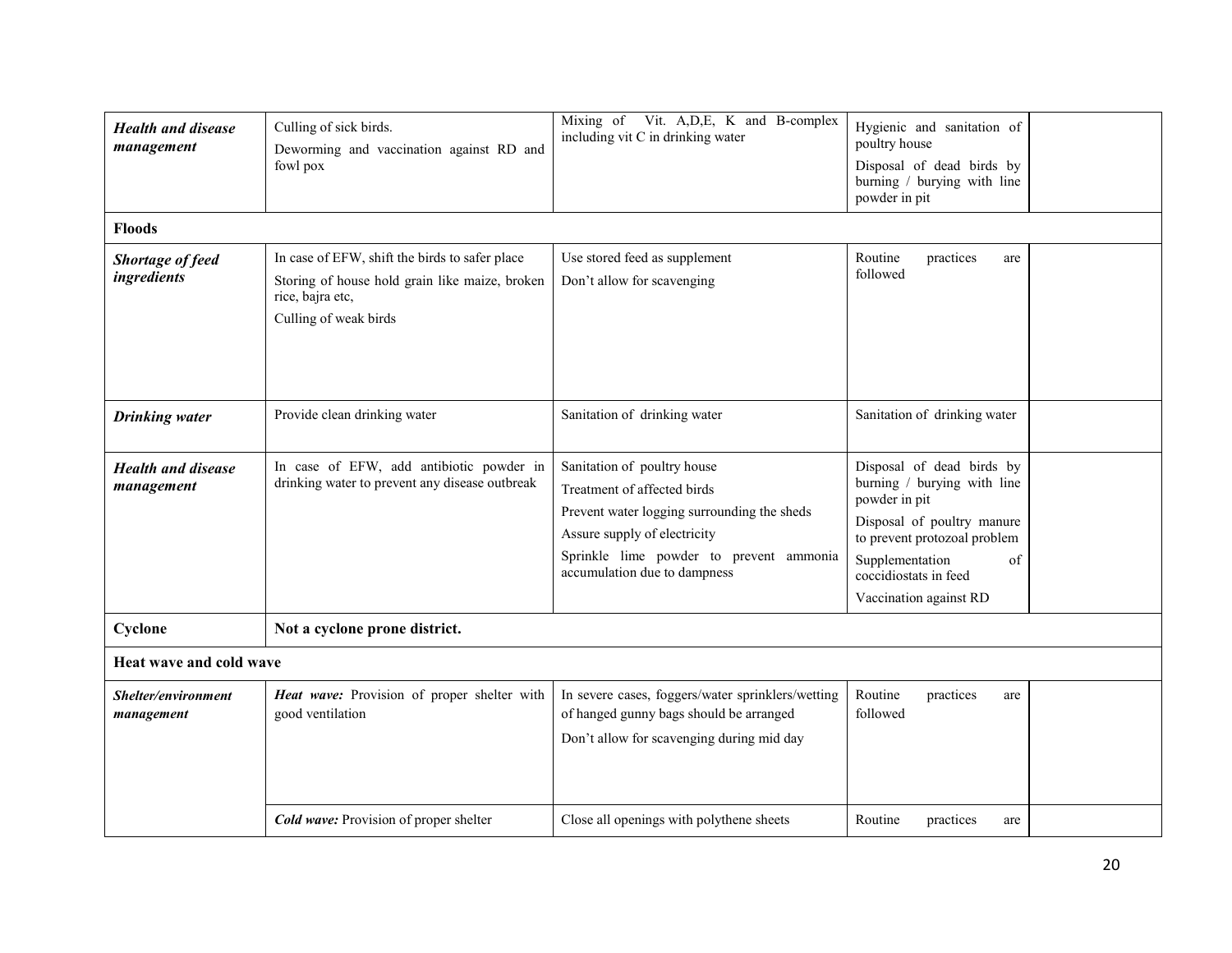| | | | | |
|---|---|---|---|---|
| ***Health and disease management*** | Culling of sick birds.<br>Deworming and vaccination against RD and fowl pox | Mixing of Vit. A,D,E, K and B-complex including vit C in drinking water | Hygienic and sanitation of poultry house<br>Disposal of dead birds by burning / burying with line powder in pit | |
| **Floods** | | | | |
| ***Shortage of feed ingredients*** | In case of EFW, shift the birds to safer place<br>Storing of house hold grain like maize, broken rice, bajra etc,<br>Culling of weak birds | Use stored feed as supplement<br>Don't allow for scavenging | Routine practices are followed | |
| ***Drinking water*** | Provide clean drinking water | Sanitation of drinking water | Sanitation of drinking water | |
| ***Health and disease management*** | In case of EFW, add antibiotic powder in drinking water to prevent any disease outbreak | Sanitation of poultry house<br>Treatment of affected birds<br>Prevent water logging surrounding the sheds<br>Assure supply of electricity<br>Sprinkle lime powder to prevent ammonia accumulation due to dampness | Disposal of dead birds by burning / burying with line powder in pit<br>Disposal of poultry manure to prevent protozoal problem<br>Supplementation of coccidiostats in feed<br>Vaccination against RD | |
| **Cyclone** | **Not a cyclone prone district.** | | | |
| **Heat wave and cold wave** | | | | |
| ***Shelter/environment management*** | ***Heat wave:*** Provision of proper shelter with good ventilation | In severe cases, foggers/water sprinklers/wetting of hanged gunny bags should be arranged<br>Don't allow for scavenging during mid day | Routine practices are followed | |
| | ***Cold wave:*** Provision of proper shelter | Close all openings with polythene sheets | Routine practices are | |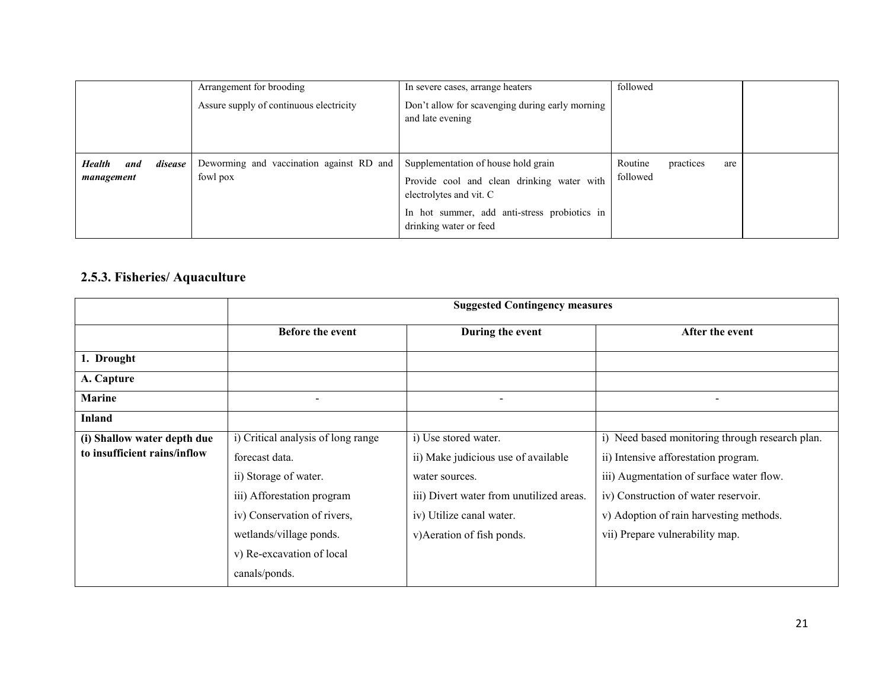|  |  |  |  |  |
|---|---|---|---|---|
|  | Arrangement for brooding<br>Assure supply of continuous electricity | In severe cases, arrange heaters<br>Don't allow for scavenging during early morning and late evening | followed |  |
| ***Health and disease management*** | Deworming and vaccination against RD and fowl pox | Supplementation of house hold grain<br>Provide cool and clean drinking water with electrolytes and vit. C<br>In hot summer, add anti-stress probiotics in drinking water or feed | Routine practices are followed |  |

## 2.5.3. Fisheries/ Aquaculture

|  | **Suggested Contingency measures** |  |  |
|---|---|---|---|
|  | **Before the event** | **During the event** | **After the event** |
| **1. Drought** |  |  |  |
| **A. Capture** |  |  |  |
| **Marine** | - | - | - |
| **Inland** |  |  |  |
| **(i) Shallow water depth due to insufficient rains/inflow** | i) Critical analysis of long range forecast data.<br>ii) Storage of water.<br>iii) Afforestation program<br>iv) Conservation of rivers, wetlands/village ponds.<br>v) Re-excavation of local canals/ponds. | i) Use stored water.<br>ii) Make judicious use of available water sources.<br>iii) Divert water from unutilized areas.<br>iv) Utilize canal water.<br>v)Aeration of fish ponds. | i) Need based monitoring through research plan.<br>ii) Intensive afforestation program.<br>iii) Augmentation of surface water flow.<br>iv) Construction of water reservoir.<br>v) Adoption of rain harvesting methods.<br>vii) Prepare vulnerability map. |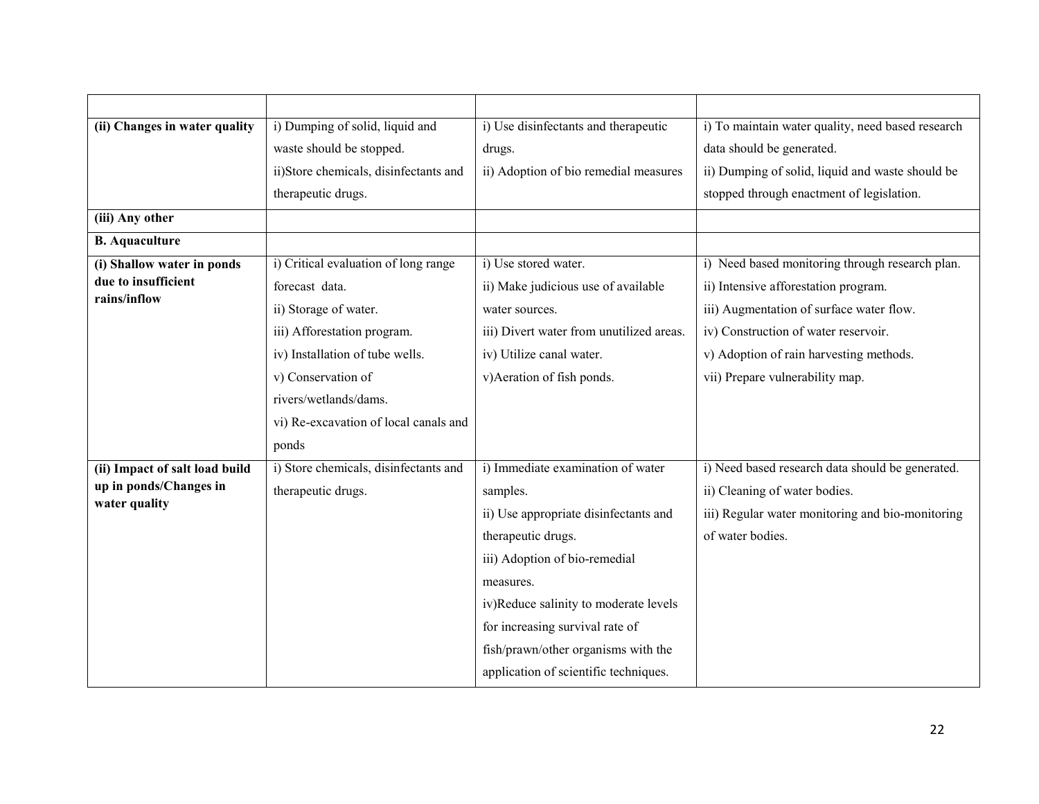| | | | |
|---|---|---|---|
| **(ii) Changes in water quality** | i) Dumping of solid, liquid and waste should be stopped.<br>ii)Store chemicals, disinfectants and therapeutic drugs. | i) Use disinfectants and therapeutic drugs.<br>ii) Adoption of bio remedial measures | i) To maintain water quality, need based research data should be generated.<br>ii) Dumping of solid, liquid and waste should be stopped through enactment of legislation. |
| **(iii) Any other** | | | |
| **B. Aquaculture** | | | |
| **(i) Shallow water in ponds due to insufficient rains/inflow** | i) Critical evaluation of long range forecast data.<br>ii) Storage of water.<br>iii) Afforestation program.<br>iv) Installation of tube wells.<br>v) Conservation of rivers/wetlands/dams.<br>vi) Re-excavation of local canals and ponds | i) Use stored water.<br>ii) Make judicious use of available water sources.<br>iii) Divert water from unutilized areas.<br>iv) Utilize canal water.<br>v)Aeration of fish ponds. | i) Need based monitoring through research plan.<br>ii) Intensive afforestation program.<br>iii) Augmentation of surface water flow.<br>iv) Construction of water reservoir.<br>v) Adoption of rain harvesting methods.<br>vii) Prepare vulnerability map. |
| **(ii) Impact of salt load build up in ponds/Changes in water quality** | i) Store chemicals, disinfectants and therapeutic drugs. | i) Immediate examination of water samples.<br>ii) Use appropriate disinfectants and therapeutic drugs.<br>iii) Adoption of bio-remedial measures.<br>iv)Reduce salinity to moderate levels for increasing survival rate of fish/prawn/other organisms with the application of scientific techniques. | i) Need based research data should be generated.<br>ii) Cleaning of water bodies.<br>iii) Regular water monitoring and bio-monitoring of water bodies. |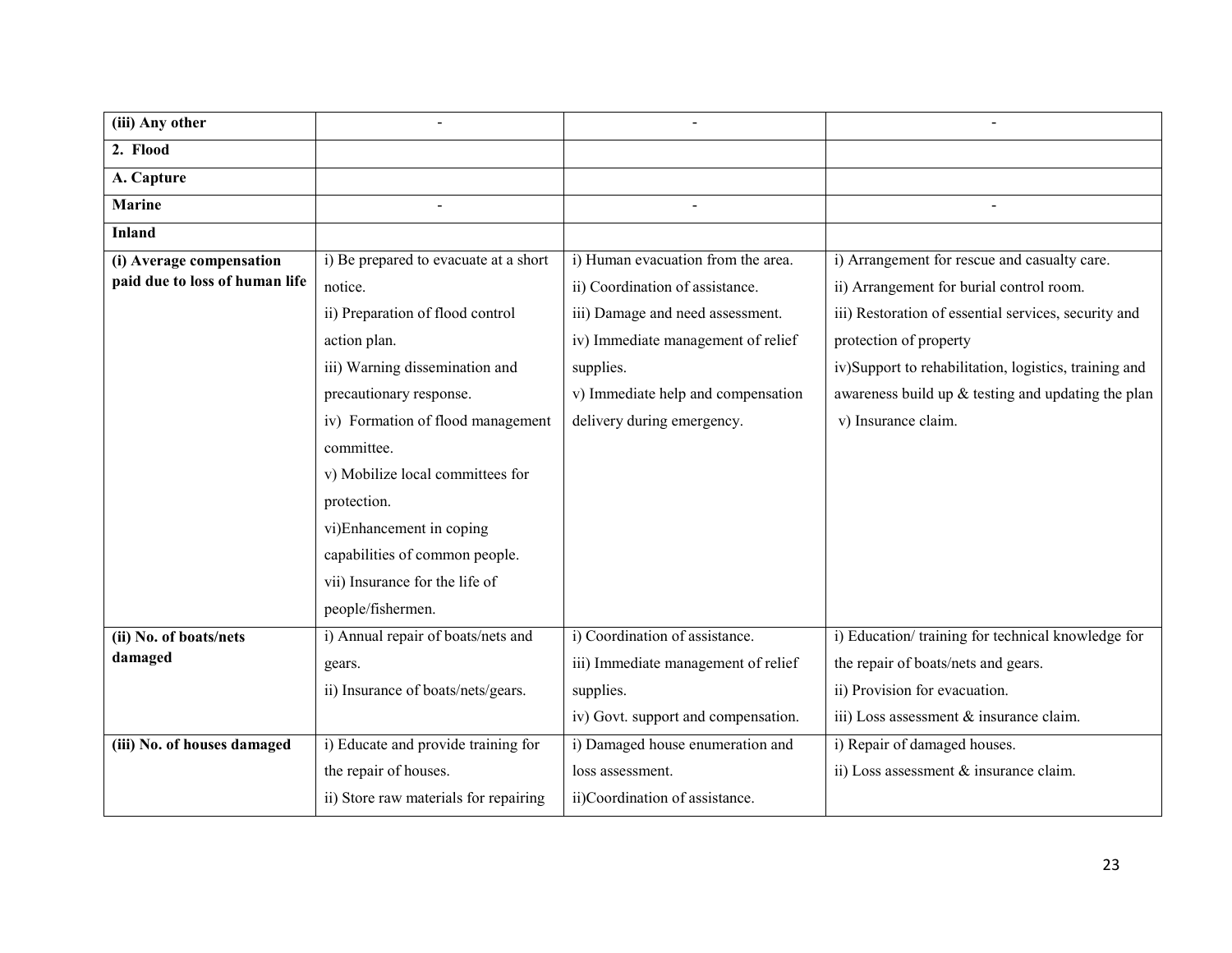| (iii) Any other | - | - | - |
|---|---|---|---|
| **2. Flood** | | | |
| **A. Capture** | | | |
| **Marine** | - | - | - |
| **Inland** | | | |
| **(i) Average compensation paid due to loss of human life** | i) Be prepared to evacuate at a short notice.<br>ii) Preparation of flood control action plan.<br>iii) Warning dissemination and precautionary response.<br>iv) Formation of flood management committee.<br>v) Mobilize local committees for protection.<br>vi)Enhancement in coping capabilities of common people.<br>vii) Insurance for the life of people/fishermen. | i) Human evacuation from the area.<br>ii) Coordination of assistance.<br>iii) Damage and need assessment.<br>iv) Immediate management of relief supplies.<br>v) Immediate help and compensation delivery during emergency. | i) Arrangement for rescue and casualty care.<br>ii) Arrangement for burial control room.<br>iii) Restoration of essential services, security and protection of property<br>iv)Support to rehabilitation, logistics, training and awareness build up & testing and updating the plan<br>v) Insurance claim. |
| **(ii) No. of boats/nets damaged** | i) Annual repair of boats/nets and gears.<br>ii) Insurance of boats/nets/gears. | i) Coordination of assistance.<br>iii) Immediate management of relief supplies.<br>iv) Govt. support and compensation. | i) Education/ training for technical knowledge for the repair of boats/nets and gears.<br>ii) Provision for evacuation.<br>iii) Loss assessment & insurance claim. |
| **(iii) No. of houses damaged** | i) Educate and provide training for the repair of houses.<br>ii) Store raw materials for repairing | i) Damaged house enumeration and loss assessment.<br>ii)Coordination of assistance. | i) Repair of damaged houses.<br>ii) Loss assessment & insurance claim. |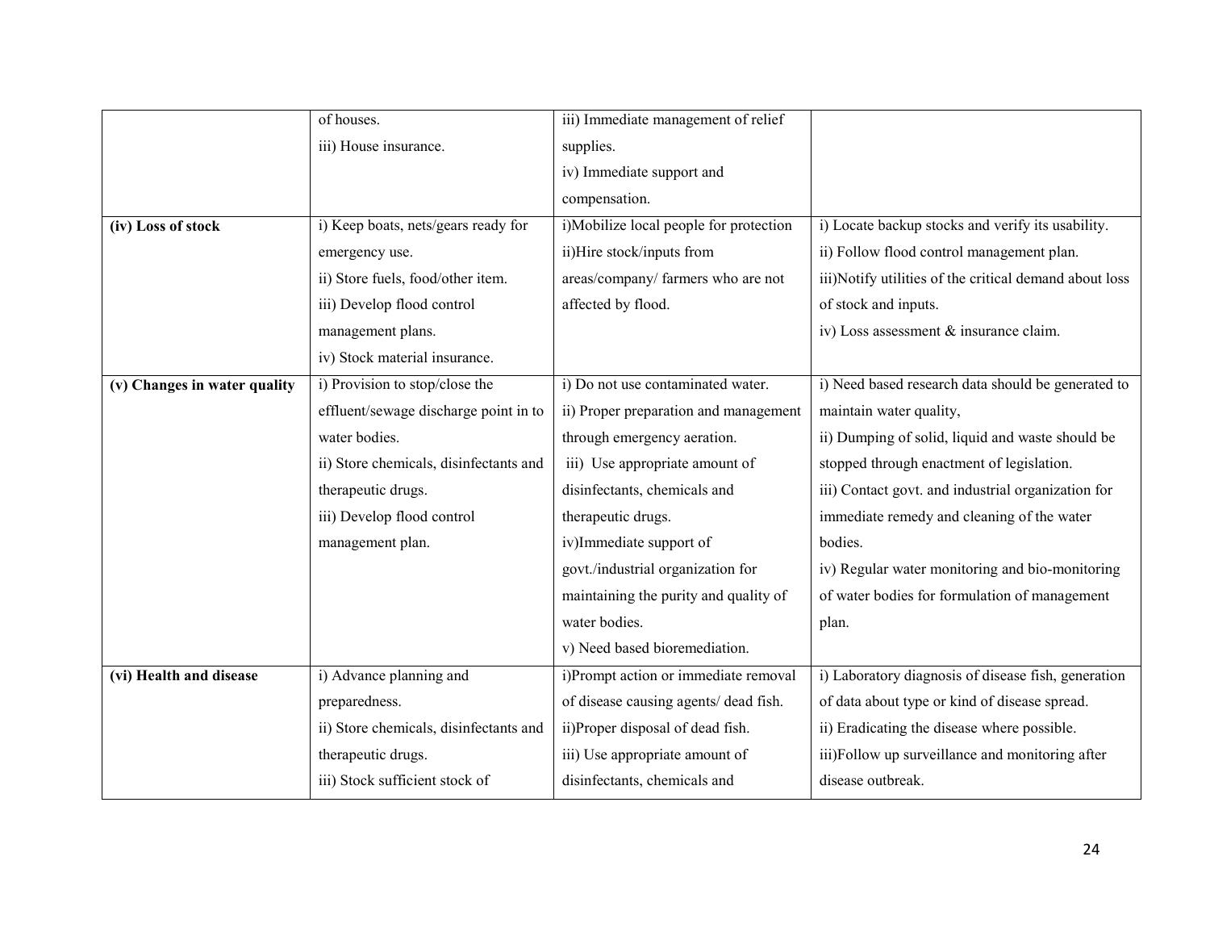|  |  |  |  |
|---|---|---|---|
|  | of houses.<br>iii) House insurance. | iii) Immediate management of relief supplies.<br>iv) Immediate support and compensation. |  |
| **(iv) Loss of stock** | i) Keep boats, nets/gears ready for emergency use.<br>ii) Store fuels, food/other item.<br>iii) Develop flood control management plans.<br>iv) Stock material insurance. | i)Mobilize local people for protection<br>ii)Hire stock/inputs from areas/company/ farmers who are not affected by flood. | i) Locate backup stocks and verify its usability.<br>ii) Follow flood control management plan.<br>iii)Notify utilities of the critical demand about loss of stock and inputs.<br>iv) Loss assessment & insurance claim. |
| **(v) Changes in water quality** | i) Provision to stop/close the effluent/sewage discharge point in to water bodies.<br>ii) Store chemicals, disinfectants and therapeutic drugs.<br>iii) Develop flood control management plan. | i) Do not use contaminated water.<br>ii) Proper preparation and management through emergency aeration.<br>iii) Use appropriate amount of disinfectants, chemicals and therapeutic drugs.<br>iv)Immediate support of govt./industrial organization for maintaining the purity and quality of water bodies.<br>v) Need based bioremediation. | i) Need based research data should be generated to maintain water quality,<br>ii) Dumping of solid, liquid and waste should be stopped through enactment of legislation.<br>iii) Contact govt. and industrial organization for immediate remedy and cleaning of the water bodies.<br>iv) Regular water monitoring and bio-monitoring of water bodies for formulation of management plan. |
| **(vi) Health and disease** | i) Advance planning and preparedness.<br>ii) Store chemicals, disinfectants and therapeutic drugs.<br>iii) Stock sufficient stock of | i)Prompt action or immediate removal of disease causing agents/ dead fish.<br>ii)Proper disposal of dead fish.<br>iii) Use appropriate amount of disinfectants, chemicals and | i) Laboratory diagnosis of disease fish, generation of data about type or kind of disease spread.<br>ii) Eradicating the disease where possible.<br>iii)Follow up surveillance and monitoring after disease outbreak. |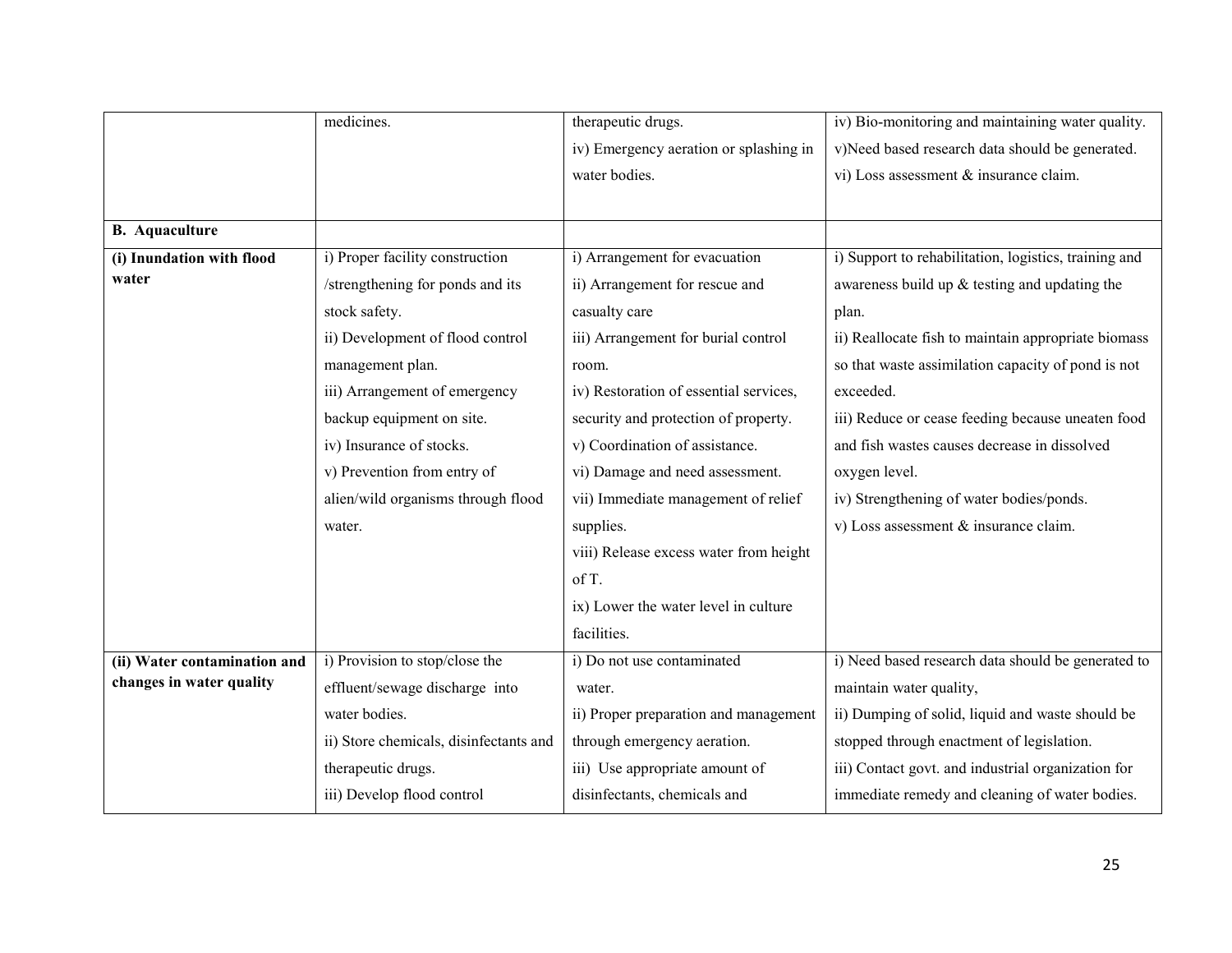| | | | |
|---|---|---|---|
| | medicines. | therapeutic drugs.<br>iv) Emergency aeration or splashing in water bodies. | iv) Bio-monitoring and maintaining water quality.<br>v)Need based research data should be generated.<br>vi) Loss assessment & insurance claim. |
| **B. Aquaculture** | | | |
| **(i) Inundation with flood water** | i) Proper facility construction /strengthening for ponds and its stock safety.<br>ii) Development of flood control management plan.<br>iii) Arrangement of emergency backup equipment on site.<br>iv) Insurance of stocks.<br>v) Prevention from entry of alien/wild organisms through flood water. | i) Arrangement for evacuation<br>ii) Arrangement for rescue and casualty care<br>iii) Arrangement for burial control room.<br>iv) Restoration of essential services, security and protection of property.<br>v) Coordination of assistance.<br>vi) Damage and need assessment.<br>vii) Immediate management of relief supplies.<br>viii) Release excess water from height of T.<br>ix) Lower the water level in culture facilities. | i) Support to rehabilitation, logistics, training and awareness build up & testing and updating the plan.<br>ii) Reallocate fish to maintain appropriate biomass so that waste assimilation capacity of pond is not exceeded.<br>iii) Reduce or cease feeding because uneaten food and fish wastes causes decrease in dissolved oxygen level.<br>iv) Strengthening of water bodies/ponds.<br>v) Loss assessment & insurance claim. |
| **(ii) Water contamination and changes in water quality** | i) Provision to stop/close the effluent/sewage discharge into water bodies.<br>ii) Store chemicals, disinfectants and therapeutic drugs.<br>iii) Develop flood control | i) Do not use contaminated water.<br>ii) Proper preparation and management through emergency aeration.<br>iii) Use appropriate amount of disinfectants, chemicals and | i) Need based research data should be generated to maintain water quality,<br>ii) Dumping of solid, liquid and waste should be stopped through enactment of legislation.<br>iii) Contact govt. and industrial organization for immediate remedy and cleaning of water bodies. |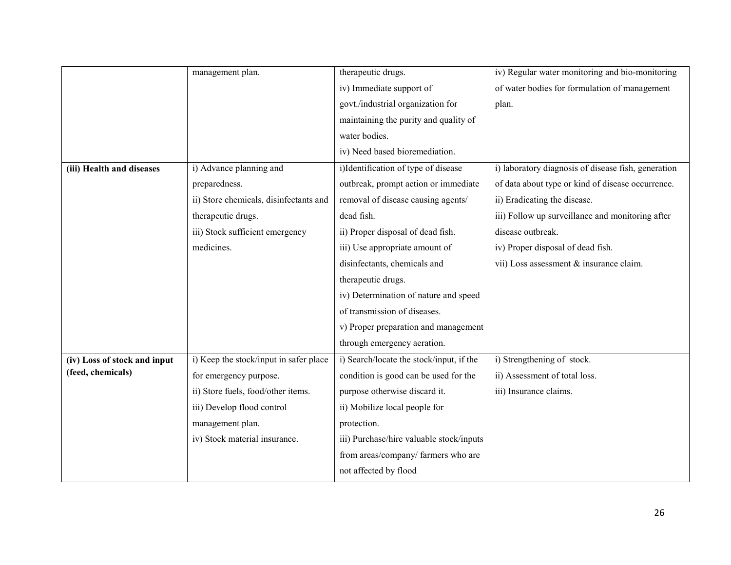| | | | |
|---|---|---|---|
| | management plan. | therapeutic drugs.<br>iv) Immediate support of govt./industrial organization for maintaining the purity and quality of water bodies.<br>iv) Need based bioremediation. | iv) Regular water monitoring and bio-monitoring of water bodies for formulation of management plan. |
| **(iii) Health and diseases** | i) Advance planning and preparedness.<br>ii) Store chemicals, disinfectants and therapeutic drugs.<br>iii) Stock sufficient emergency medicines. | i)Identification of type of disease outbreak, prompt action or immediate removal of disease causing agents/ dead fish.<br>ii) Proper disposal of dead fish.<br>iii) Use appropriate amount of disinfectants, chemicals and therapeutic drugs.<br>iv) Determination of nature and speed of transmission of diseases.<br>v) Proper preparation and management through emergency aeration. | i) laboratory diagnosis of disease fish, generation of data about type or kind of disease occurrence.<br>ii) Eradicating the disease.<br>iii) Follow up surveillance and monitoring after disease outbreak.<br>iv) Proper disposal of dead fish.<br>vii) Loss assessment & insurance claim. |
| **(iv) Loss of stock and input (feed, chemicals)** | i) Keep the stock/input in safer place for emergency purpose.<br>ii) Store fuels, food/other items.<br>iii) Develop flood control management plan.<br>iv) Stock material insurance. | i) Search/locate the stock/input, if the condition is good can be used for the purpose otherwise discard it.<br>ii) Mobilize local people for protection.<br>iii) Purchase/hire valuable stock/inputs from areas/company/ farmers who are not affected by flood | i) Strengthening of stock.<br>ii) Assessment of total loss.<br>iii) Insurance claims. |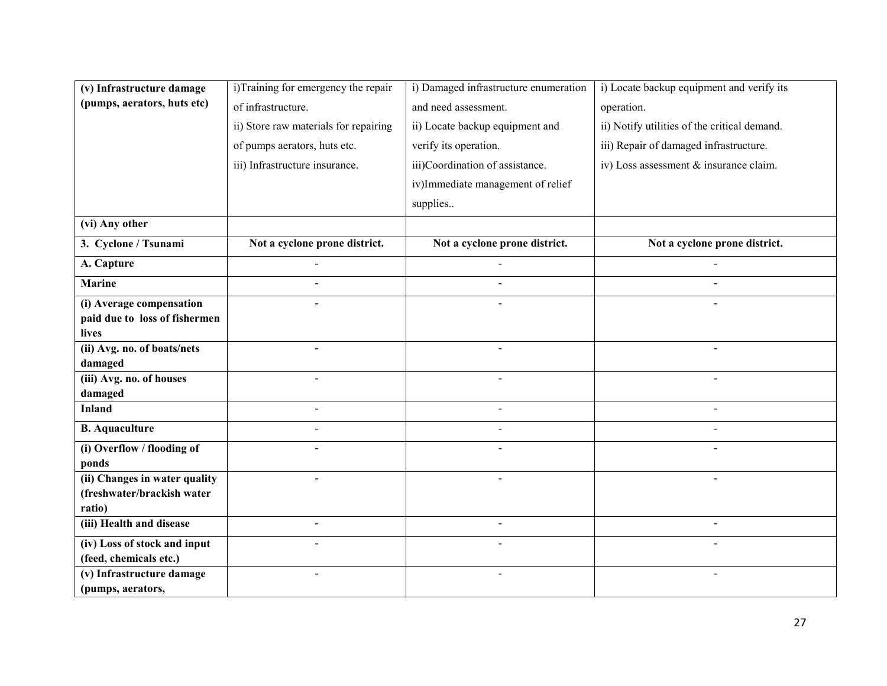| | | | |
|---|---|---|---|
| **(v) Infrastructure damage (pumps, aerators, huts etc)** | i)Training for emergency the repair of infrastructure.<br>ii) Store raw materials for repairing of pumps aerators, huts etc.<br>iii) Infrastructure insurance. | i) Damaged infrastructure enumeration and need assessment.<br>ii) Locate backup equipment and verify its operation.<br>iii)Coordination of assistance.<br>iv)Immediate management of relief supplies.. | i) Locate backup equipment and verify its operation.<br>ii) Notify utilities of the critical demand.<br>iii) Repair of damaged infrastructure.<br>iv) Loss assessment & insurance claim. |
| **(vi) Any other** | | | |
| **3. Cyclone / Tsunami** | **Not a cyclone prone district.** | **Not a cyclone prone district.** | **Not a cyclone prone district.** |
| **A. Capture** | - | - | - |
| **Marine** | - | - | - |
| **(i) Average compensation paid due to loss of fishermen lives** | - | - | - |
| **(ii) Avg. no. of boats/nets damaged** | - | - | - |
| **(iii) Avg. no. of houses damaged** | - | - | - |
| **Inland** | - | - | - |
| **B. Aquaculture** | - | - | - |
| **(i) Overflow / flooding of ponds** | - | - | - |
| **(ii) Changes in water quality (freshwater/brackish water ratio)** | - | - | - |
| **(iii) Health and disease** | - | - | - |
| **(iv) Loss of stock and input (feed, chemicals etc.)** | - | - | - |
| **(v) Infrastructure damage (pumps, aerators,** | - | - | - |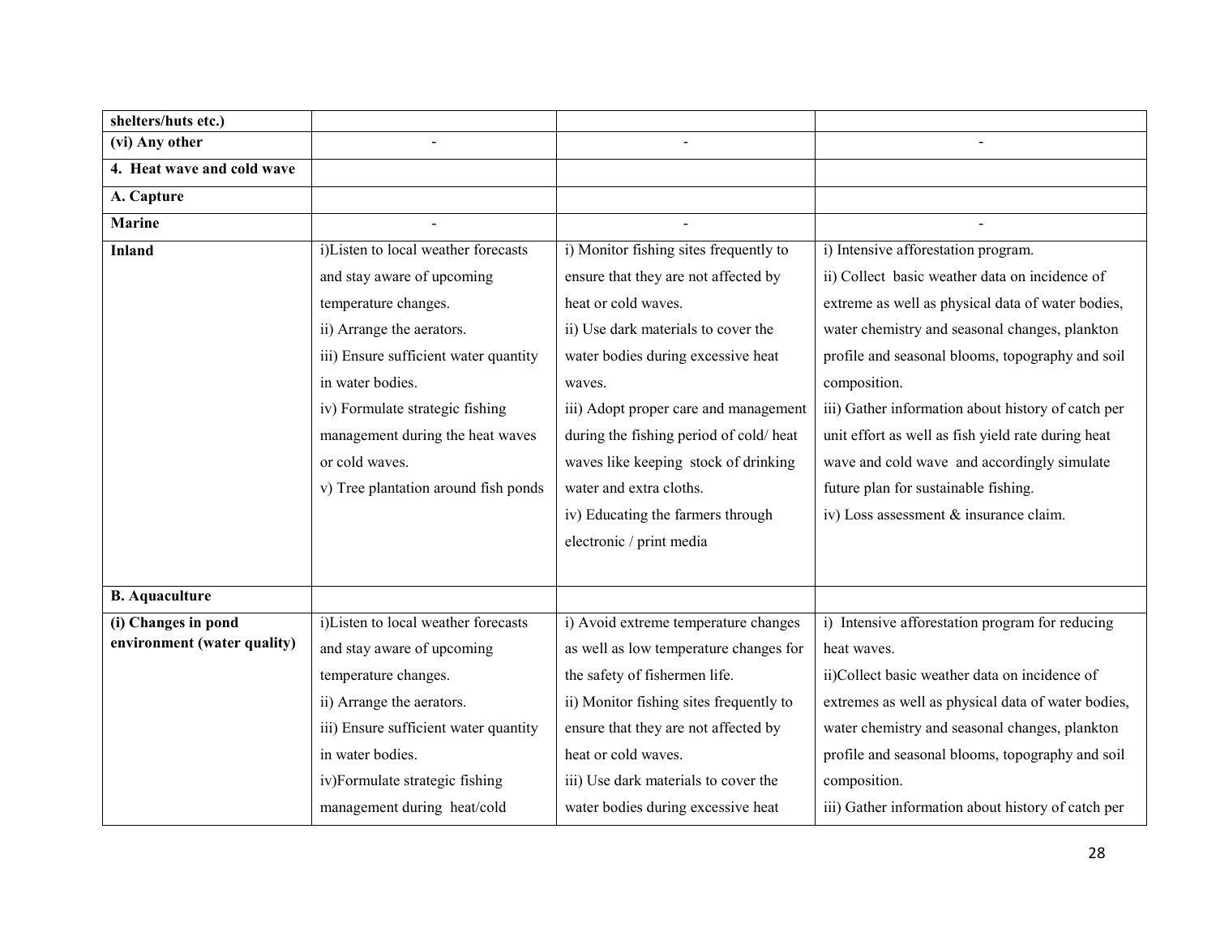| shelters/huts etc.) | | | |
|---|---|---|---|
| **(vi) Any other** | - | - | - |
| **4. Heat wave and cold wave** | | | |
| **A. Capture** | | | |
| **Marine** | - | - | - |
| **Inland** | i)Listen to local weather forecasts and stay aware of upcoming temperature changes.<br>ii) Arrange the aerators.<br>iii) Ensure sufficient water quantity in water bodies.<br>iv) Formulate strategic fishing management during the heat waves or cold waves.<br>v) Tree plantation around fish ponds | i) Monitor fishing sites frequently to ensure that they are not affected by heat or cold waves.<br>ii) Use dark materials to cover the water bodies during excessive heat waves.<br>iii) Adopt proper care and management during the fishing period of cold/ heat waves like keeping stock of drinking water and extra cloths.<br>iv) Educating the farmers through electronic / print media | i) Intensive afforestation program.<br>ii) Collect basic weather data on incidence of extreme as well as physical data of water bodies, water chemistry and seasonal changes, plankton profile and seasonal blooms, topography and soil composition.<br>iii) Gather information about history of catch per unit effort as well as fish yield rate during heat wave and cold wave and accordingly simulate future plan for sustainable fishing.<br>iv) Loss assessment & insurance claim. |
| **B. Aquaculture** | | | |
| **(i) Changes in pond environment (water quality)** | i)Listen to local weather forecasts and stay aware of upcoming temperature changes.<br>ii) Arrange the aerators.<br>iii) Ensure sufficient water quantity in water bodies.<br>iv)Formulate strategic fishing management during heat/cold | i) Avoid extreme temperature changes as well as low temperature changes for the safety of fishermen life.<br>ii) Monitor fishing sites frequently to ensure that they are not affected by heat or cold waves.<br>iii) Use dark materials to cover the water bodies during excessive heat | i) Intensive afforestation program for reducing heat waves.<br>ii)Collect basic weather data on incidence of extremes as well as physical data of water bodies, water chemistry and seasonal changes, plankton profile and seasonal blooms, topography and soil composition.<br>iii) Gather information about history of catch per |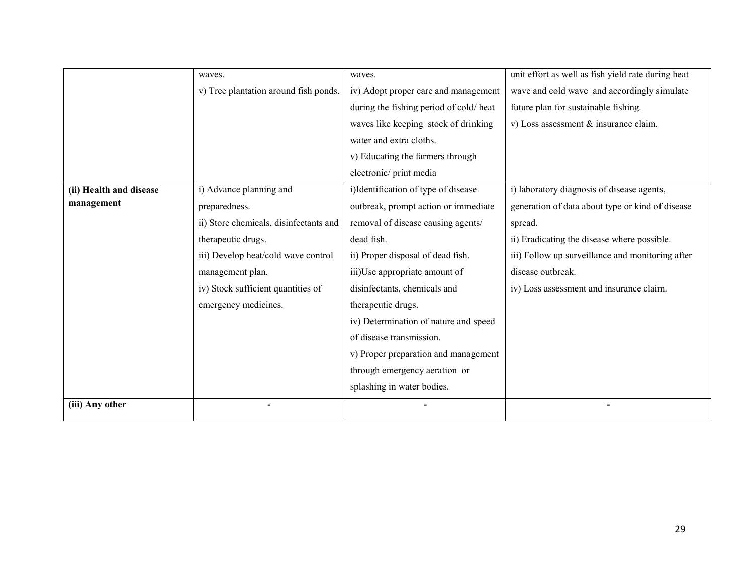| | | | |
|---|---|---|---|
| | waves.<br>v) Tree plantation around fish ponds. | waves.<br>iv) Adopt proper care and management during the fishing period of cold/ heat waves like keeping stock of drinking water and extra cloths.<br>v) Educating the farmers through electronic/ print media | unit effort as well as fish yield rate during heat wave and cold wave and accordingly simulate future plan for sustainable fishing.<br>v) Loss assessment & insurance claim. |
| **(ii) Health and disease management** | i) Advance planning and preparedness.<br>ii) Store chemicals, disinfectants and therapeutic drugs.<br>iii) Develop heat/cold wave control management plan.<br>iv) Stock sufficient quantities of emergency medicines. | i)Identification of type of disease outbreak, prompt action or immediate removal of disease causing agents/ dead fish.<br>ii) Proper disposal of dead fish.<br>iii)Use appropriate amount of disinfectants, chemicals and therapeutic drugs.<br>iv) Determination of nature and speed of disease transmission.<br>v) Proper preparation and management through emergency aeration or splashing in water bodies. | i) laboratory diagnosis of disease agents, generation of data about type or kind of disease spread.<br>ii) Eradicating the disease where possible.<br>iii) Follow up surveillance and monitoring after disease outbreak.<br>iv) Loss assessment and insurance claim. |
| **(iii) Any other** | - | - | - |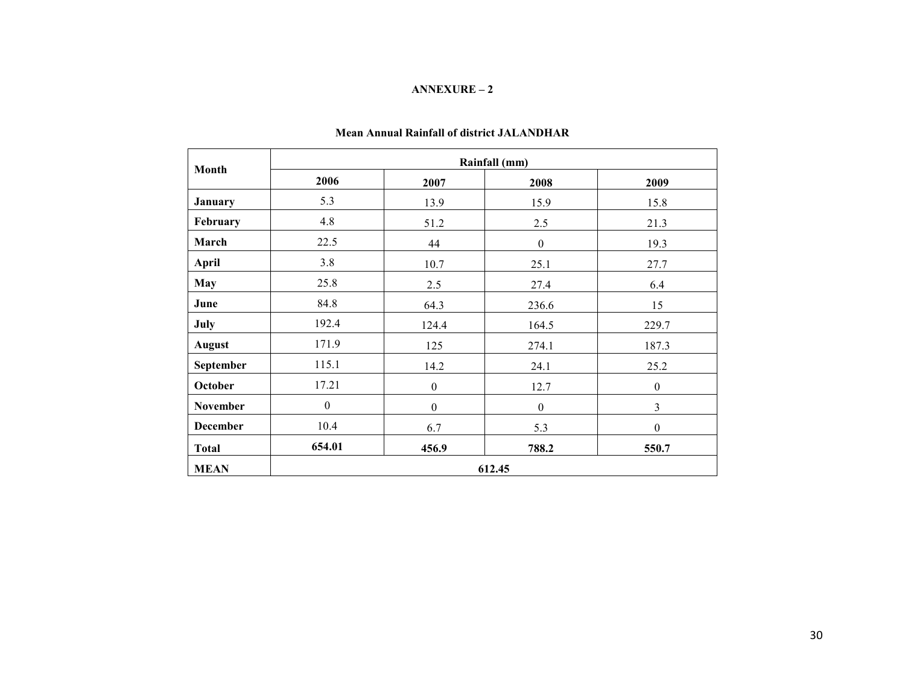**ANNEXURE – 2**

**Mean Annual Rainfall of district JALANDHAR**

| Month | Rainfall (mm) | | | |
|---|---|---|---|---|
| | **2006** | **2007** | **2008** | **2009** |
| **January** | 5.3 | 13.9 | 15.9 | 15.8 |
| **February** | 4.8 | 51.2 | 2.5 | 21.3 |
| **March** | 22.5 | 44 | 0 | 19.3 |
| **April** | 3.8 | 10.7 | 25.1 | 27.7 |
| **May** | 25.8 | 2.5 | 27.4 | 6.4 |
| **June** | 84.8 | 64.3 | 236.6 | 15 |
| **July** | 192.4 | 124.4 | 164.5 | 229.7 |
| **August** | 171.9 | 125 | 274.1 | 187.3 |
| **September** | 115.1 | 14.2 | 24.1 | 25.2 |
| **October** | 17.21 | 0 | 12.7 | 0 |
| **November** | 0 | 0 | 0 | 3 |
| **December** | 10.4 | 6.7 | 5.3 | 0 |
| **Total** | **654.01** | **456.9** | **788.2** | **550.7** |
| **MEAN** | **612.45** | | | |